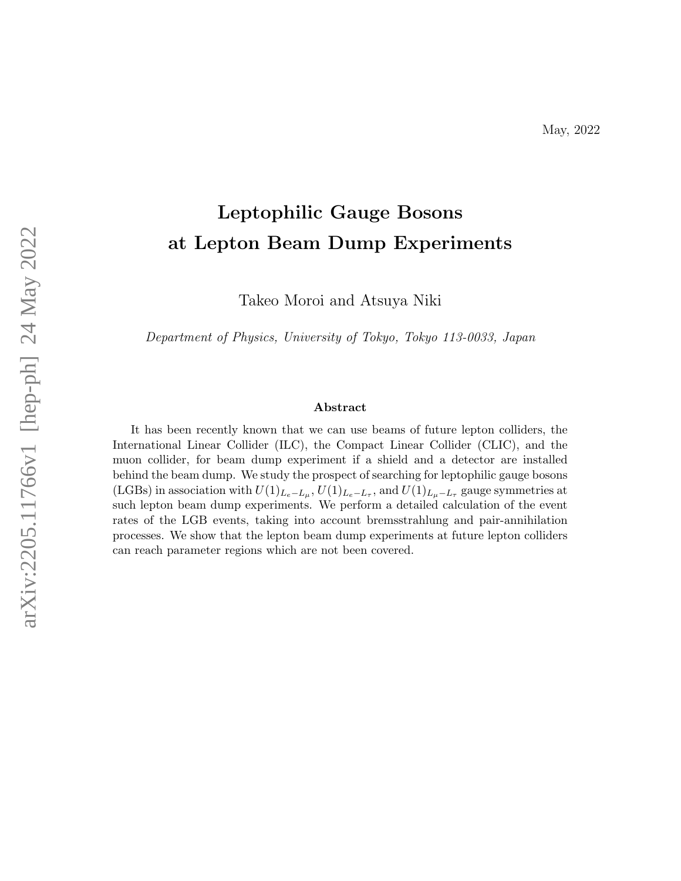May, 2022

# Leptophilic Gauge Bosons at Lepton Beam Dump Experiments

Takeo Moroi and Atsuya Niki

*Department of Physics, University of Tokyo, Tokyo 113-0033, Japan*

### Abstract

It has been recently known that we can use beams of future lepton colliders, the International Linear Collider (ILC), the Compact Linear Collider (CLIC), and the muon collider, for beam dump experiment if a shield and a detector are installed behind the beam dump. We study the prospect of searching for leptophilic gauge bosons (LGBs) in association with $U(1)_{L_e-L_\mu}$, $U(1)_{L_e-L_\tau}$, and $U(1)_{L_\mu-L_\tau}$ gauge symmetries at such lepton beam dump experiments. We perform a detailed calculation of the event rates of the LGB events, taking into account bremsstrahlung and pair-annihilation processes. We show that the lepton beam dump experiments at future lepton colliders can reach parameter regions which are not been covered.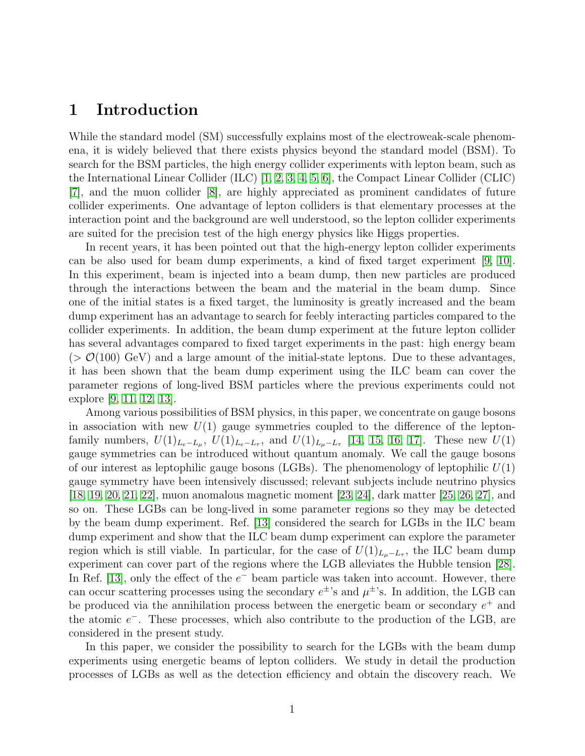# 1 Introduction

While the standard model (SM) successfully explains most of the electroweak-scale phenomena, it is widely believed that there exists physics beyond the standard model (BSM). To search for the BSM particles, the high energy collider experiments with lepton beam, such as the International Linear Collider (ILC) [1, 2, 3, 4, 5, 6], the Compact Linear Collider (CLIC) [7], and the muon collider [8], are highly appreciated as prominent candidates of future collider experiments. One advantage of lepton colliders is that elementary processes at the interaction point and the background are well understood, so the lepton collider experiments are suited for the precision test of the high energy physics like Higgs properties.

In recent years, it has been pointed out that the high-energy lepton collider experiments can be also used for beam dump experiments, a kind of fixed target experiment [9, 10]. In this experiment, beam is injected into a beam dump, then new particles are produced through the interactions between the beam and the material in the beam dump. Since one of the initial states is a fixed target, the luminosity is greatly increased and the beam dump experiment has an advantage to search for feebly interacting particles compared to the collider experiments. In addition, the beam dump experiment at the future lepton collider has several advantages compared to fixed target experiments in the past: high energy beam ($> \mathcal{O}(100)$ GeV) and a large amount of the initial-state leptons. Due to these advantages, it has been shown that the beam dump experiment using the ILC beam can cover the parameter regions of long-lived BSM particles where the previous experiments could not explore [9, 11, 12, 13].

Among various possibilities of BSM physics, in this paper, we concentrate on gauge bosons in association with new $U(1)$ gauge symmetries coupled to the difference of the lepton-family numbers, $U(1)_{L_e-L_\mu}$, $U(1)_{L_e-L_\tau}$, and $U(1)_{L_\mu-L_\tau}$ [14, 15, 16, 17]. These new $U(1)$ gauge symmetries can be introduced without quantum anomaly. We call the gauge bosons of our interest as leptophilic gauge bosons (LGBs). The phenomenology of leptophilic $U(1)$ gauge symmetry have been intensively discussed; relevant subjects include neutrino physics [18, 19, 20, 21, 22], muon anomalous magnetic moment [23, 24], dark matter [25, 26, 27], and so on. These LGBs can be long-lived in some parameter regions so they may be detected by the beam dump experiment. Ref. [13] considered the search for LGBs in the ILC beam dump experiment and show that the ILC beam dump experiment can explore the parameter region which is still viable. In particular, for the case of $U(1)_{L_\mu-L_\tau}$, the ILC beam dump experiment can cover part of the regions where the LGB alleviates the Hubble tension [28]. In Ref. [13], only the effect of the $e^-$ beam particle was taken into account. However, there can occur scattering processes using the secondary $e^\pm$'s and $\mu^\pm$'s. In addition, the LGB can be produced via the annihilation process between the energetic beam or secondary $e^+$ and the atomic $e^-$. These processes, which also contribute to the production of the LGB, are considered in the present study.

In this paper, we consider the possibility to search for the LGBs with the beam dump experiments using energetic beams of lepton colliders. We study in detail the production processes of LGBs as well as the detection efficiency and obtain the discovery reach. We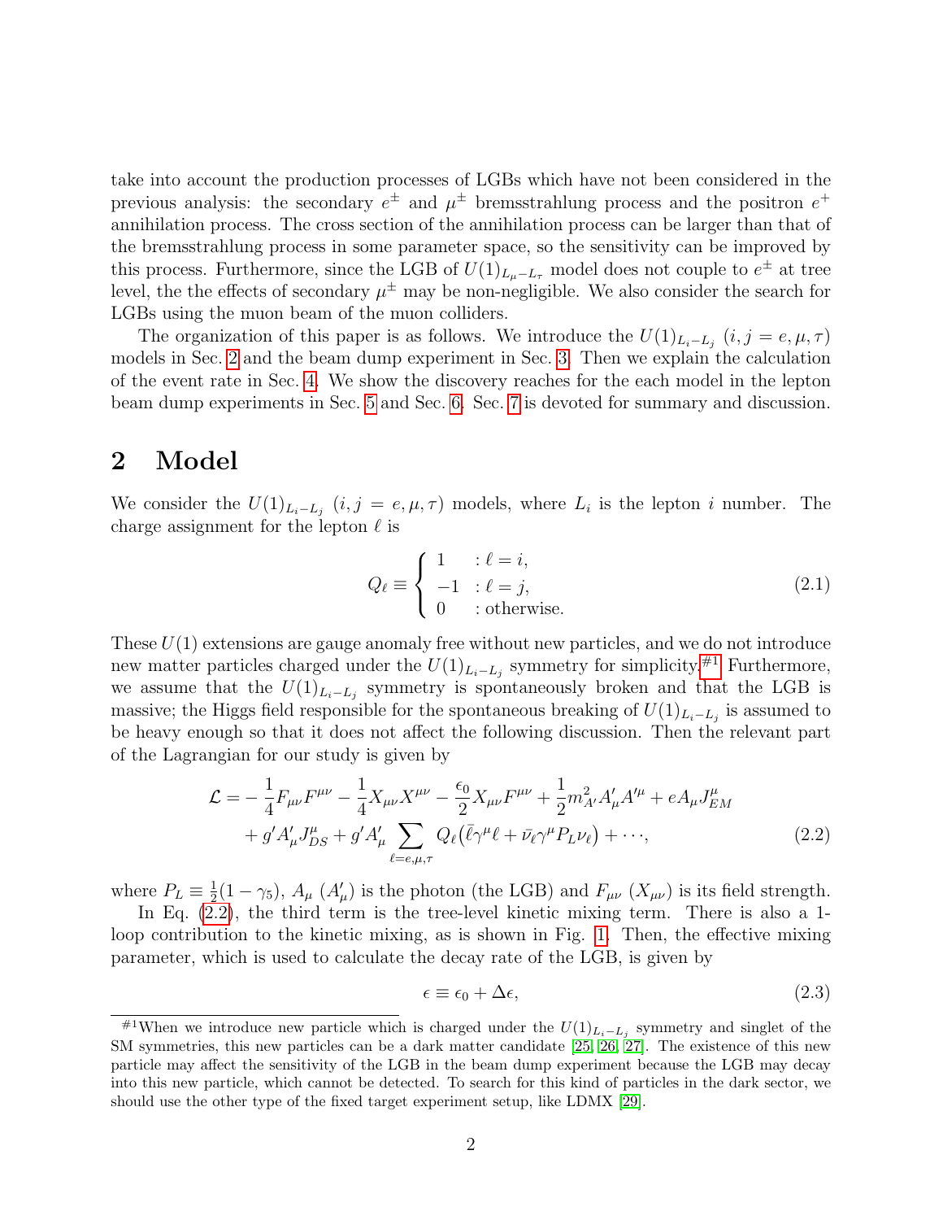take into account the production processes of LGBs which have not been considered in the previous analysis: the secondary $e^\pm$ and $\mu^\pm$ bremsstrahlung process and the positron $e^+$ annihilation process. The cross section of the annihilation process can be larger than that of the bremsstrahlung process in some parameter space, so the sensitivity can be improved by this process. Furthermore, since the LGB of $U(1)_{L_\mu - L_\tau}$ model does not couple to $e^\pm$ at tree level, the the effects of secondary $\mu^\pm$ may be non-negligible. We also consider the search for LGBs using the muon beam of the muon colliders.

The organization of this paper is as follows. We introduce the $U(1)_{L_i-L_j}$ $(i, j = e, \mu, \tau)$ models in Sec. 2 and the beam dump experiment in Sec. 3. Then we explain the calculation of the event rate in Sec. 4. We show the discovery reaches for the each model in the lepton beam dump experiments in Sec. 5 and Sec. 6. Sec. 7 is devoted for summary and discussion.

## 2 Model

We consider the $U(1)_{L_i-L_j}$ $(i, j = e, \mu, \tau)$ models, where $L_i$ is the lepton $i$ number. The charge assignment for the lepton $\ell$ is

$$Q_\ell \equiv \begin{cases} 1 & : \ell = i, \\ -1 & : \ell = j, \\ 0 & : \text{otherwise.} \end{cases} \tag{2.1}$$

These $U(1)$ extensions are gauge anomaly free without new particles, and we do not introduce new matter particles charged under the $U(1)_{L_i-L_j}$ symmetry for simplicity.[#1] Furthermore, we assume that the $U(1)_{L_i-L_j}$ symmetry is spontaneously broken and that the LGB is massive; the Higgs field responsible for the spontaneous breaking of $U(1)_{L_i-L_j}$ is assumed to be heavy enough so that it does not affect the following discussion. Then the relevant part of the Lagrangian for our study is given by

$$\begin{aligned}\mathcal{L} = &-\frac{1}{4}F_{\mu\nu}F^{\mu\nu} - \frac{1}{4}X_{\mu\nu}X^{\mu\nu} - \frac{\epsilon_0}{2}X_{\mu\nu}F^{\mu\nu} + \frac{1}{2}m_{A'}^2 A'_\mu A'^\mu + eA_\mu J^\mu_{EM} \\ &+ g' A'_\mu J^\mu_{DS} + g' A'_\mu \sum_{\ell=e,\mu,\tau} Q_\ell \left(\bar{\ell}\gamma^\mu \ell + \bar{\nu}_\ell \gamma^\mu P_L \nu_\ell\right) + \cdots,\end{aligned} \tag{2.2}$$

where $P_L \equiv \frac{1}{2}(1-\gamma_5)$, $A_\mu$ ($A'_\mu$) is the photon (the LGB) and $F_{\mu\nu}$ ($X_{\mu\nu}$) is its field strength.

In Eq. (2.2), the third term is the tree-level kinetic mixing term. There is also a 1-loop contribution to the kinetic mixing, as is shown in Fig. 1. Then, the effective mixing parameter, which is used to calculate the decay rate of the LGB, is given by

$$\epsilon \equiv \epsilon_0 + \Delta\epsilon, \tag{2.3}$$

---

[#1] When we introduce new particle which is charged under the $U(1)_{L_i-L_j}$ symmetry and singlet of the SM symmetries, this new particles can be a dark matter candidate [25, 26, 27]. The existence of this new particle may affect the sensitivity of the LGB in the beam dump experiment because the LGB may decay into this new particle, which cannot be detected. To search for this kind of particles in the dark sector, we should use the other type of the fixed target experiment setup, like LDMX [29].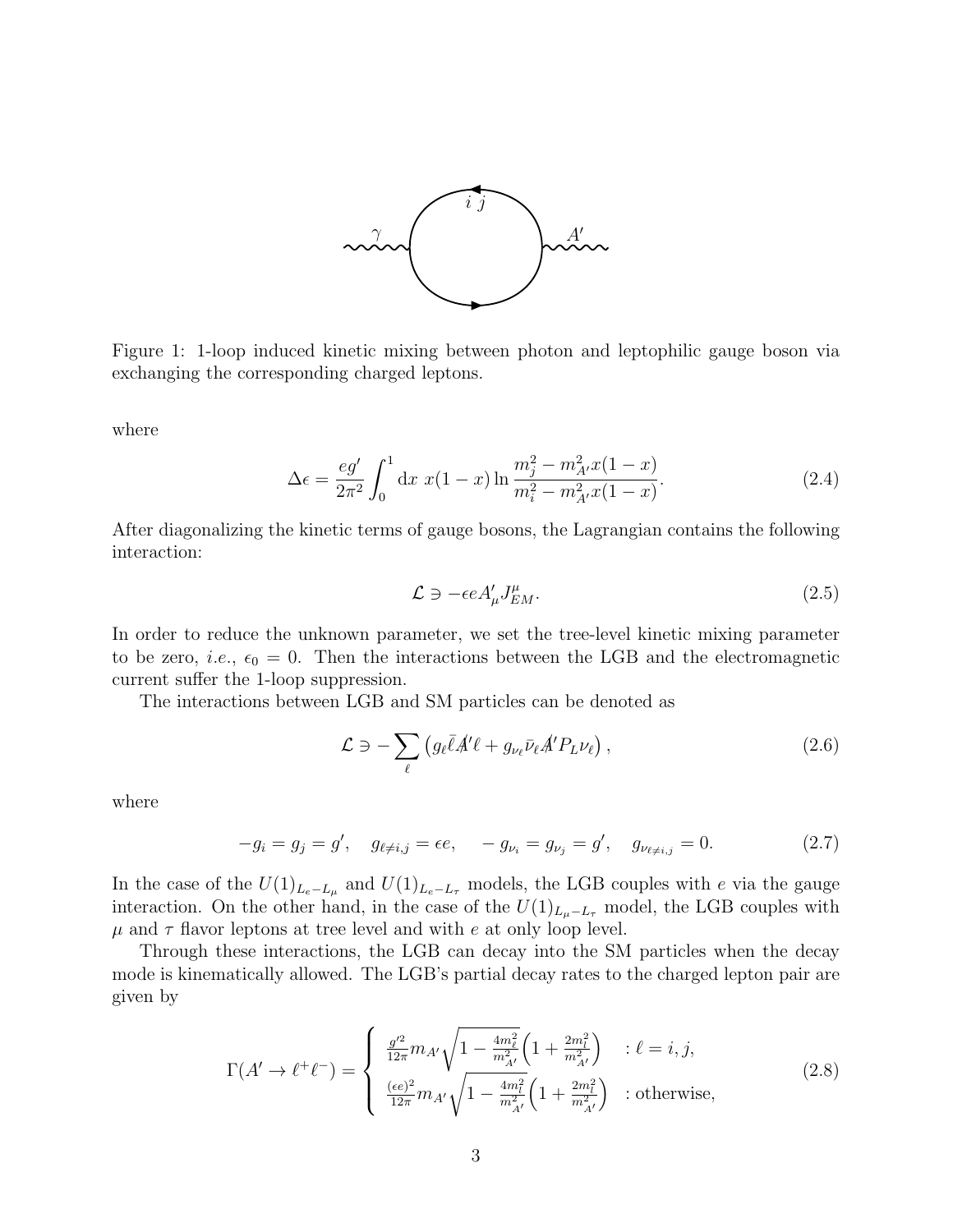Figure 1: 1-loop induced kinetic mixing between photon and leptophilic gauge boson via exchanging the corresponding charged leptons.

where

$$
\Delta\epsilon = \frac{eg'}{2\pi^2}\int_0^1 \mathrm{d}x\ x(1-x)\ln\frac{m_j^2 - m_{A'}^2 x(1-x)}{m_i^2 - m_{A'}^2 x(1-x)}. \tag{2.4}
$$

After diagonalizing the kinetic terms of gauge bosons, the Lagrangian contains the following interaction:

$$
\mathcal{L} \ni -\epsilon e A'_\mu J^\mu_{EM}. \tag{2.5}
$$

In order to reduce the unknown parameter, we set the tree-level kinetic mixing parameter to be zero, *i.e.*, $\epsilon_0 = 0$. Then the interactions between the LGB and the electromagnetic current suffer the 1-loop suppression.

The interactions between LGB and SM particles can be denoted as

$$
\mathcal{L} \ni -\sum_\ell \left( g_\ell \bar{\ell} \not{A}' \ell + g_{\nu_\ell} \bar{\nu}_\ell \not{A}' P_L \nu_\ell \right), \tag{2.6}
$$

where

$$
-g_i = g_j = g', \quad g_{\ell \neq i,j} = \epsilon e, \quad -g_{\nu_i} = g_{\nu_j} = g', \quad g_{\nu_{\ell \neq i,j}} = 0. \tag{2.7}
$$

In the case of the $U(1)_{L_e - L_\mu}$ and $U(1)_{L_e - L_\tau}$ models, the LGB couples with $e$ via the gauge interaction. On the other hand, in the case of the $U(1)_{L_\mu - L_\tau}$ model, the LGB couples with $\mu$ and $\tau$ flavor leptons at tree level and with $e$ at only loop level.

Through these interactions, the LGB can decay into the SM particles when the decay mode is kinematically allowed. The LGB's partial decay rates to the charged lepton pair are given by

$$
\Gamma(A' \to \ell^+\ell^-) = \begin{cases} \frac{g'^2}{12\pi} m_{A'} \sqrt{1 - \frac{4m_\ell^2}{m_{A'}^2}} \left(1 + \frac{2m_l^2}{m_{A'}^2}\right) & : \ell = i, j, \\ \frac{(\epsilon e)^2}{12\pi} m_{A'} \sqrt{1 - \frac{4m_l^2}{m_{A'}^2}} \left(1 + \frac{2m_l^2}{m_{A'}^2}\right) & : \text{otherwise}, \end{cases} \tag{2.8}
$$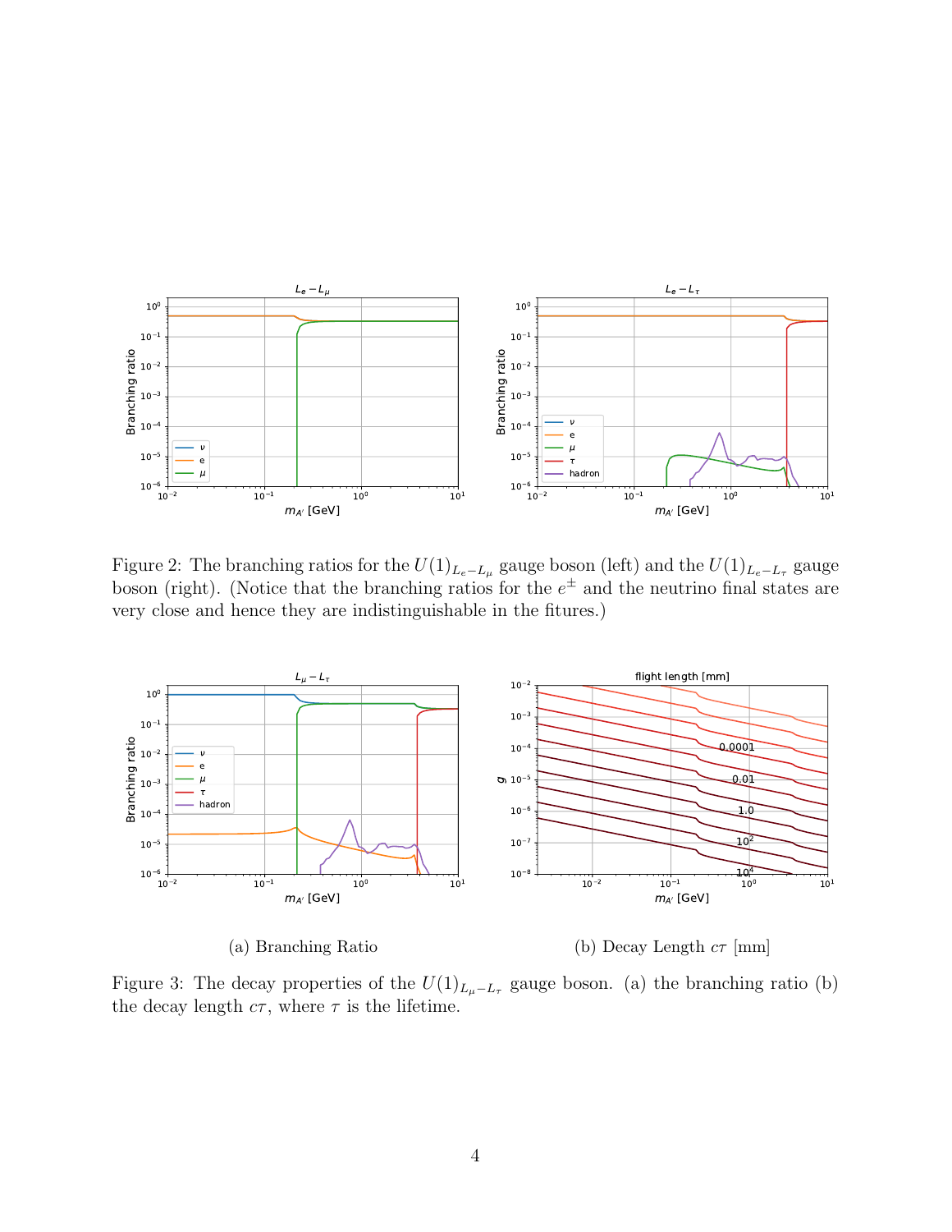Figure 2: The branching ratios for the $U(1)_{L_e - L_\mu}$ gauge boson (left) and the $U(1)_{L_e - L_\tau}$ gauge boson (right). (Notice that the branching ratios for the $e^\pm$ and the neutrino final states are very close and hence they are indistinguishable in the fitures.)

(a) Branching Ratio

(b) Decay Length $c\tau$ [mm]

Figure 3: The decay properties of the $U(1)_{L_\mu - L_\tau}$ gauge boson. (a) the branching ratio (b) the decay length $c\tau$, where $\tau$ is the lifetime.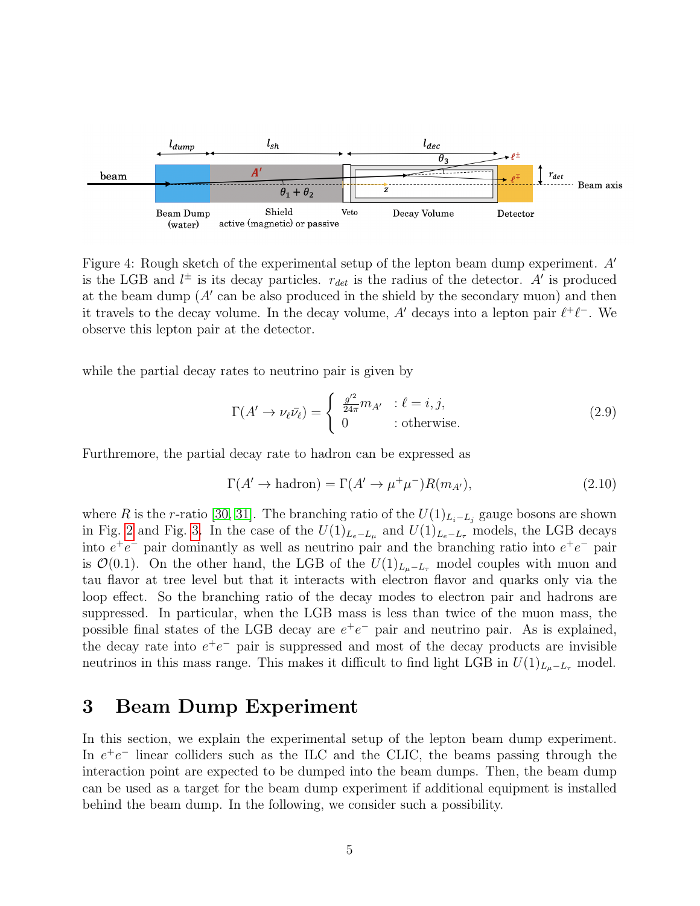Figure 4: Rough sketch of the experimental setup of the lepton beam dump experiment. $A'$ is the LGB and $l^{\pm}$ is its decay particles. $r_{det}$ is the radius of the detector. $A'$ is produced at the beam dump ($A'$ can be also produced in the shield by the secondary muon) and then it travels to the decay volume. In the decay volume, $A'$ decays into a lepton pair $\ell^+\ell^-$. We observe this lepton pair at the detector.

while the partial decay rates to neutrino pair is given by

$$\Gamma(A' \to \nu_\ell \bar{\nu}_\ell) = \begin{cases} \frac{g'^2}{24\pi} m_{A'} & : \ell = i, j, \\ 0 & : \text{otherwise.} \end{cases} \tag{2.9}$$

Furthermore, the partial decay rate to hadron can be expressed as

$$\Gamma(A' \to \text{hadron}) = \Gamma(A' \to \mu^+\mu^-) R(m_{A'}), \tag{2.10}$$

where $R$ is the $r$-ratio [30, 31]. The branching ratio of the $U(1)_{L_i - L_j}$ gauge bosons are shown in Fig. 2 and Fig. 3. In the case of the $U(1)_{L_e - L_\mu}$ and $U(1)_{L_e - L_\tau}$ models, the LGB decays into $e^+e^-$ pair dominantly as well as neutrino pair and the branching ratio into $e^+e^-$ pair is $\mathcal{O}(0.1)$. On the other hand, the LGB of the $U(1)_{L_\mu - L_\tau}$ model couples with muon and tau flavor at tree level but that it interacts with electron flavor and quarks only via the loop effect. So the branching ratio of the decay modes to electron pair and hadrons are suppressed. In particular, when the LGB mass is less than twice of the muon mass, the possible final states of the LGB decay are $e^+e^-$ pair and neutrino pair. As is explained, the decay rate into $e^+e^-$ pair is suppressed and most of the decay products are invisible neutrinos in this mass range. This makes it difficult to find light LGB in $U(1)_{L_\mu - L_\tau}$ model.

# 3 Beam Dump Experiment

In this section, we explain the experimental setup of the lepton beam dump experiment. In $e^+e^-$ linear colliders such as the ILC and the CLIC, the beams passing through the interaction point are expected to be dumped into the beam dumps. Then, the beam dump can be used as a target for the beam dump experiment if additional equipment is installed behind the beam dump. In the following, we consider such a possibility.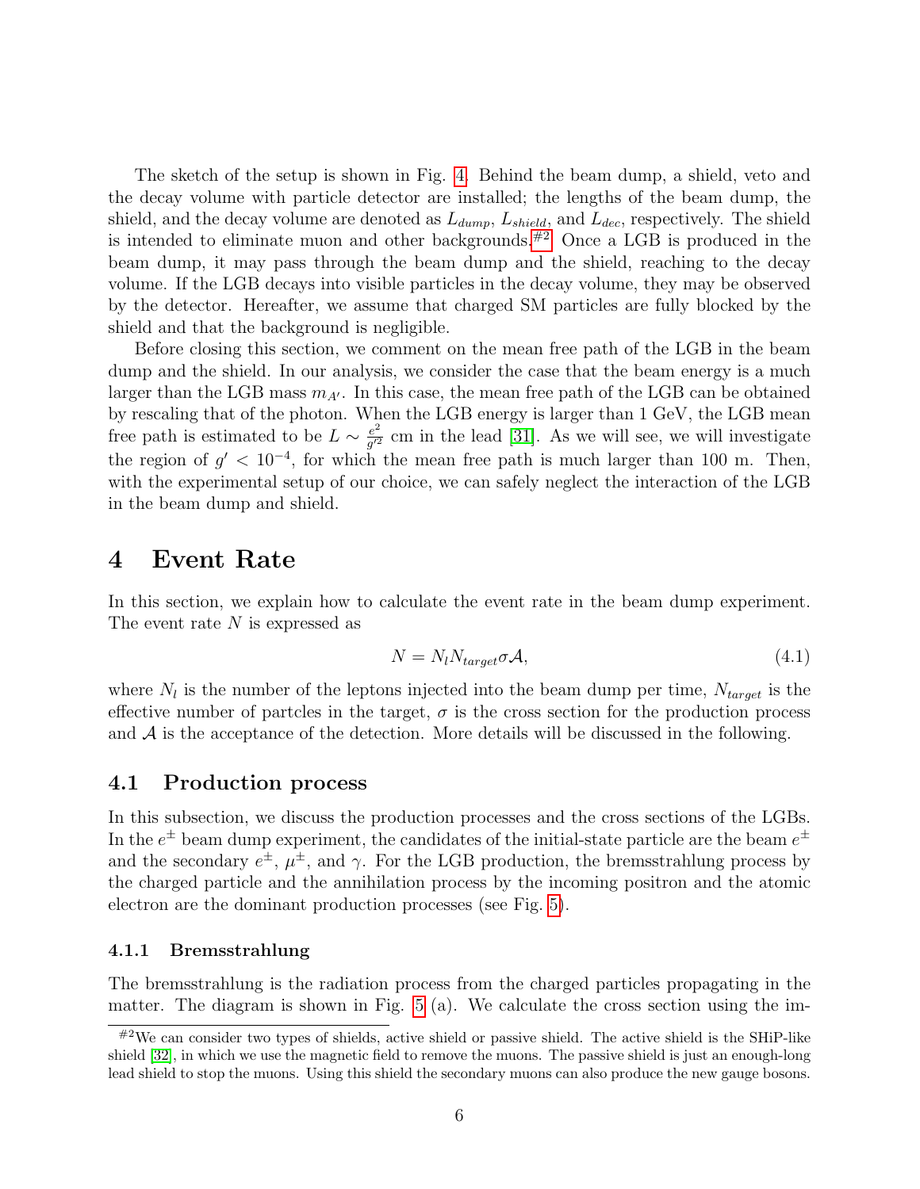The sketch of the setup is shown in Fig. 4. Behind the beam dump, a shield, veto and the decay volume with particle detector are installed; the lengths of the beam dump, the shield, and the decay volume are denoted as $L_{dump}$, $L_{shield}$, and $L_{dec}$, respectively. The shield is intended to eliminate muon and other backgrounds.[#2] Once a LGB is produced in the beam dump, it may pass through the beam dump and the shield, reaching to the decay volume. If the LGB decays into visible particles in the decay volume, they may be observed by the detector. Hereafter, we assume that charged SM particles are fully blocked by the shield and that the background is negligible.

Before closing this section, we comment on the mean free path of the LGB in the beam dump and the shield. In our analysis, we consider the case that the beam energy is a much larger than the LGB mass $m_{A'}$. In this case, the mean free path of the LGB can be obtained by rescaling that of the photon. When the LGB energy is larger than 1 GeV, the LGB mean free path is estimated to be $L \sim \frac{e^2}{g'^2}$ cm in the lead [31]. As we will see, we will investigate the region of $g' < 10^{-4}$, for which the mean free path is much larger than 100 m. Then, with the experimental setup of our choice, we can safely neglect the interaction of the LGB in the beam dump and shield.

# 4 Event Rate

In this section, we explain how to calculate the event rate in the beam dump experiment. The event rate $N$ is expressed as

$$N = N_l N_{target} \sigma \mathcal{A}, \tag{4.1}$$

where $N_l$ is the number of the leptons injected into the beam dump per time, $N_{target}$ is the effective number of partcles in the target, $\sigma$ is the cross section for the production process and $\mathcal{A}$ is the acceptance of the detection. More details will be discussed in the following.

## 4.1 Production process

In this subsection, we discuss the production processes and the cross sections of the LGBs. In the $e^{\pm}$ beam dump experiment, the candidates of the initial-state particle are the beam $e^{\pm}$ and the secondary $e^{\pm}$, $\mu^{\pm}$, and $\gamma$. For the LGB production, the bremsstrahlung process by the charged particle and the annihilation process by the incoming positron and the atomic electron are the dominant production processes (see Fig. 5).

### 4.1.1 Bremsstrahlung

The bremsstrahlung is the radiation process from the charged particles propagating in the matter. The diagram is shown in Fig. 5 (a). We calculate the cross section using the im-

[#2] We can consider two types of shields, active shield or passive shield. The active shield is the SHiP-like shield [32], in which we use the magnetic field to remove the muons. The passive shield is just an enough-long lead shield to stop the muons. Using this shield the secondary muons can also produce the new gauge bosons.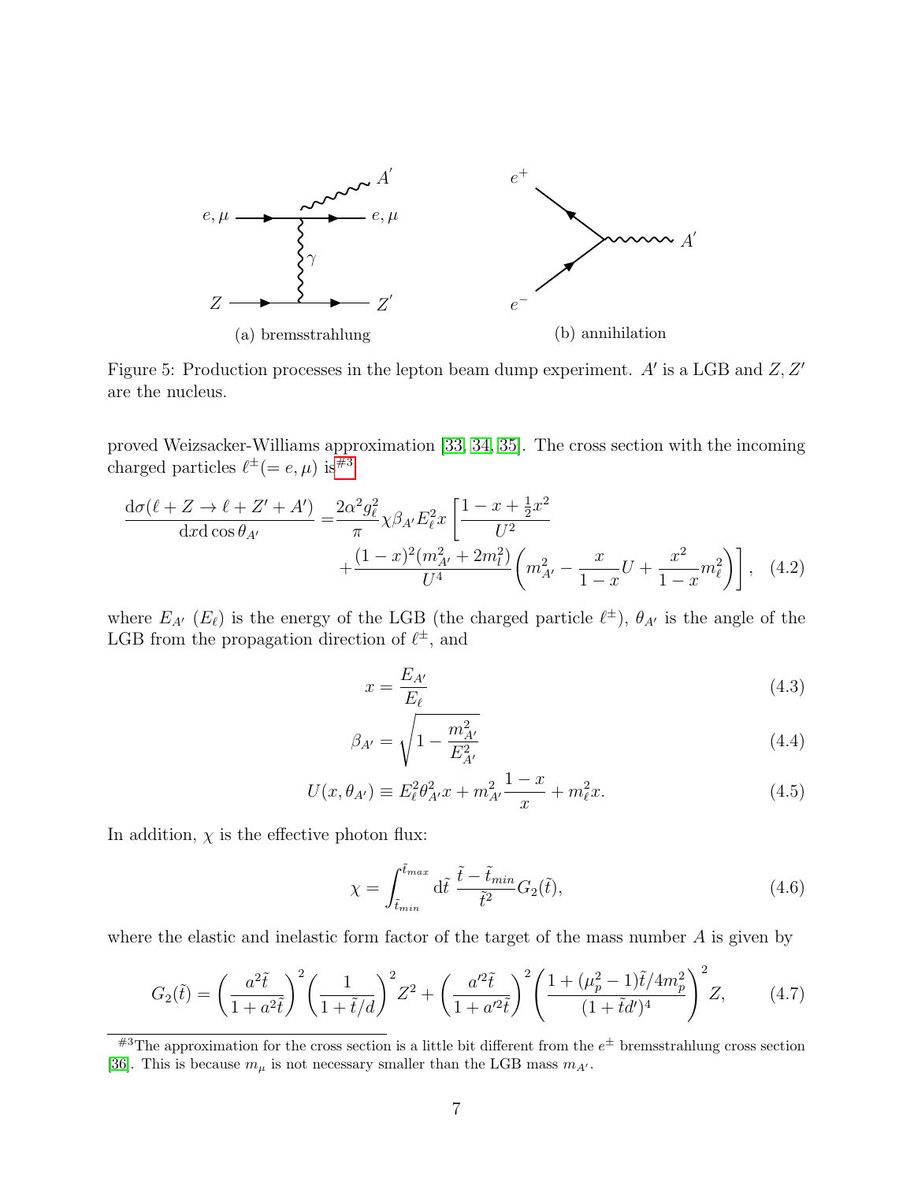Figure 5: Production processes in the lepton beam dump experiment. $A'$ is a LGB and $Z, Z'$ are the nucleus.

proved Weizsacker-Williams approximation [33, 34, 35]. The cross section with the incoming charged particles $\ell^\pm(= e, \mu)$ is[#3]

$$
\begin{aligned}
\frac{\mathrm{d}\sigma(\ell + Z \to \ell + Z' + A')}{\mathrm{d}x \mathrm{d}\cos\theta_{A'}} =& \frac{2\alpha^2 g_\ell^2}{\pi} \chi \beta_{A'} E_\ell^2 x \left[ \frac{1 - x + \frac{1}{2}x^2}{U^2} \right. \\
&\left. + \frac{(1-x)^2 (m_{A'}^2 + 2m_l^2)}{U^4} \left( m_{A'}^2 - \frac{x}{1-x} U + \frac{x^2}{1-x} m_\ell^2 \right) \right], \quad (4.2)
\end{aligned}
$$

where $E_{A'}$ ($E_\ell$) is the energy of the LGB (the charged particle $\ell^\pm$), $\theta_{A'}$ is the angle of the LGB from the propagation direction of $\ell^\pm$, and

$$
x = \frac{E_{A'}}{E_\ell} \tag{4.3}
$$

$$
\beta_{A'} = \sqrt{1 - \frac{m_{A'}^2}{E_{A'}^2}} \tag{4.4}
$$

$$
U(x, \theta_{A'}) \equiv E_\ell^2 \theta_{A'}^2 x + m_{A'}^2 \frac{1-x}{x} + m_\ell^2 x. \tag{4.5}
$$

In addition, $\chi$ is the effective photon flux:

$$
\chi = \int_{\tilde{t}_{min}}^{\tilde{t}_{max}} \mathrm{d}\tilde{t} \, \frac{\tilde{t} - \tilde{t}_{min}}{\tilde{t}^2} G_2(\tilde{t}), \tag{4.6}
$$

where the elastic and inelastic form factor of the target of the mass number $A$ is given by

$$
G_2(\tilde{t}) = \left( \frac{a^2 \tilde{t}}{1 + a^2 \tilde{t}} \right)^2 \left( \frac{1}{1 + \tilde{t}/d} \right)^2 Z^2 + \left( \frac{a'^2 \tilde{t}}{1 + a'^2 \tilde{t}} \right)^2 \left( \frac{1 + (\mu_p^2 - 1)\tilde{t}/4m_p^2}{(1 + \tilde{t}d')^4} \right)^2 Z, \tag{4.7}
$$

[#3] The approximation for the cross section is a little bit different from the $e^\pm$ bremsstrahlung cross section [36]. This is because $m_\mu$ is not necessary smaller than the LGB mass $m_{A'}$.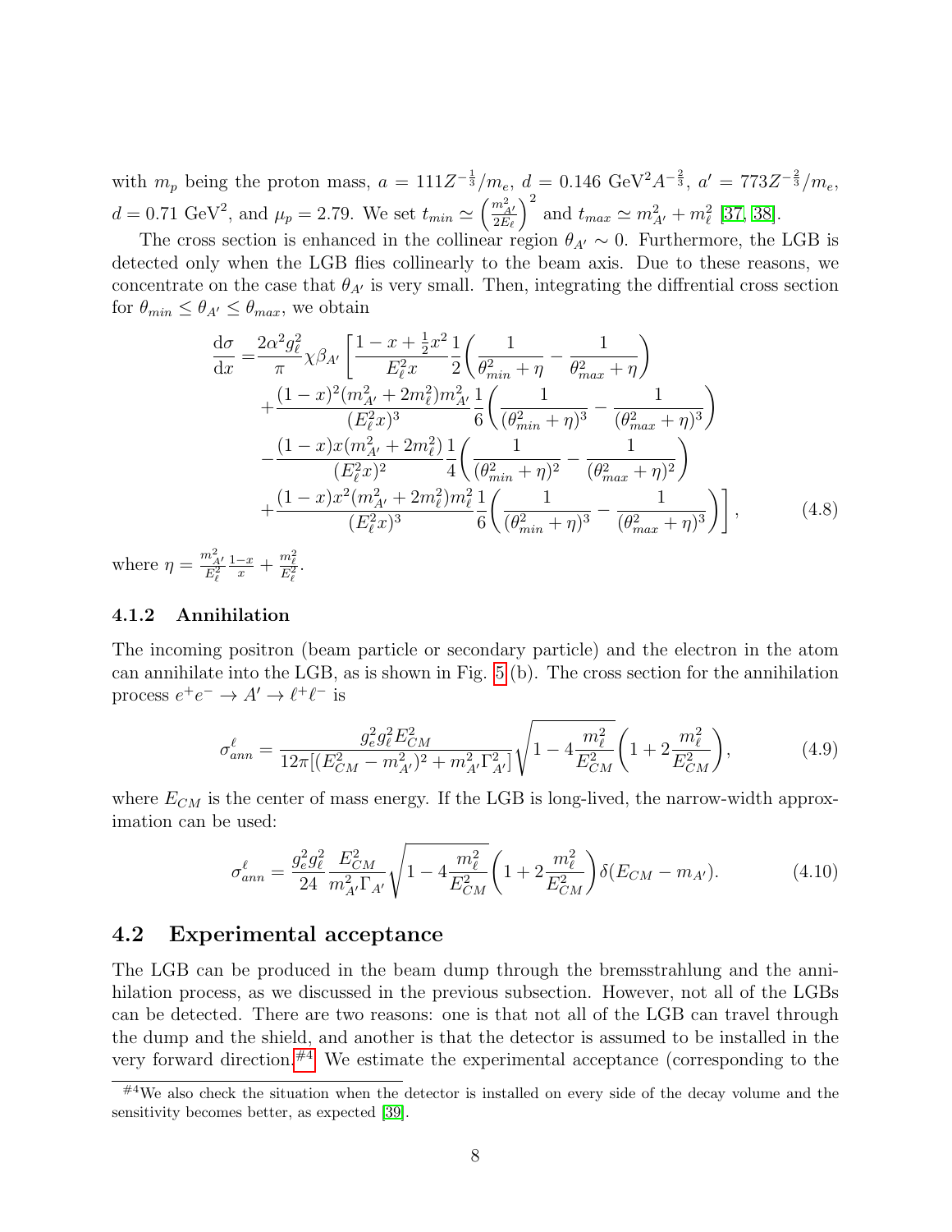with $m_p$ being the proton mass, $a = 111Z^{-\frac{1}{3}}/m_e$, $d = 0.146$ GeV$^2A^{-\frac{2}{3}}$, $a' = 773Z^{-\frac{2}{3}}/m_e$, $d = 0.71$ GeV$^2$, and $\mu_p = 2.79$. We set $t_{min} \simeq \left(\frac{m_{A'}^2}{2E_\ell}\right)^2$ and $t_{max} \simeq m_{A'}^2 + m_\ell^2$ [37, 38].

The cross section is enhanced in the collinear region $\theta_{A'} \sim 0$. Furthermore, the LGB is detected only when the LGB flies collinearly to the beam axis. Due to these reasons, we concentrate on the case that $\theta_{A'}$ is very small. Then, integrating the diffrential cross section for $\theta_{min} \leq \theta_{A'} \leq \theta_{max}$, we obtain

$$
\begin{aligned}
\frac{\mathrm{d}\sigma}{\mathrm{d}x} =& \frac{2\alpha^2 g_\ell^2}{\pi}\chi\beta_{A'}\left[\frac{1-x+\frac{1}{2}x^2}{E_\ell^2 x}\frac{1}{2}\left(\frac{1}{\theta_{min}^2+\eta} - \frac{1}{\theta_{max}^2+\eta}\right)\right. \\
&+\frac{(1-x)^2(m_{A'}^2+2m_\ell^2)m_{A'}^2}{(E_\ell^2 x)^3}\frac{1}{6}\left(\frac{1}{(\theta_{min}^2+\eta)^3} - \frac{1}{(\theta_{max}^2+\eta)^3}\right) \\
&-\frac{(1-x)x(m_{A'}^2+2m_\ell^2)}{(E_\ell^2 x)^2}\frac{1}{4}\left(\frac{1}{(\theta_{min}^2+\eta)^2} - \frac{1}{(\theta_{max}^2+\eta)^2}\right) \\
&\left.+\frac{(1-x)x^2(m_{A'}^2+2m_\ell^2)m_\ell^2}{(E_\ell^2 x)^3}\frac{1}{6}\left(\frac{1}{(\theta_{min}^2+\eta)^3} - \frac{1}{(\theta_{max}^2+\eta)^3}\right)\right],
\end{aligned}
\tag{4.8}
$$

where $\eta = \frac{m_{A'}^2}{E_\ell^2}\frac{1-x}{x} + \frac{m_\ell^2}{E_\ell^2}$.

### 4.1.2 Annihilation

The incoming positron (beam particle or secondary particle) and the electron in the atom can annihilate into the LGB, as is shown in Fig. 5 (b). The cross section for the annihilation process $e^+e^- \to A' \to \ell^+\ell^-$ is

$$
\sigma_{ann}^\ell = \frac{g_e^2 g_\ell^2 E_{CM}^2}{12\pi[(E_{CM}^2 - m_{A'}^2)^2 + m_{A'}^2\Gamma_{A'}^2]}\sqrt{1-4\frac{m_\ell^2}{E_{CM}^2}}\left(1+2\frac{m_\ell^2}{E_{CM}^2}\right),
\tag{4.9}
$$

where $E_{CM}$ is the center of mass energy. If the LGB is long-lived, the narrow-width approximation can be used:

$$
\sigma_{ann}^\ell = \frac{g_e^2 g_\ell^2}{24}\frac{E_{CM}^2}{m_{A'}^2\Gamma_{A'}}\sqrt{1-4\frac{m_\ell^2}{E_{CM}^2}}\left(1+2\frac{m_\ell^2}{E_{CM}^2}\right)\delta(E_{CM} - m_{A'}).
\tag{4.10}
$$

## 4.2 Experimental acceptance

The LGB can be produced in the beam dump through the bremsstrahlung and the annihilation process, as we discussed in the previous subsection. However, not all of the LGBs can be detected. There are two reasons: one is that not all of the LGB can travel through the dump and the shield, and another is that the detector is assumed to be installed in the very forward direction.[#4] We estimate the experimental acceptance (corresponding to the

[#4] We also check the situation when the detector is installed on every side of the decay volume and the sensitivity becomes better, as expected [39].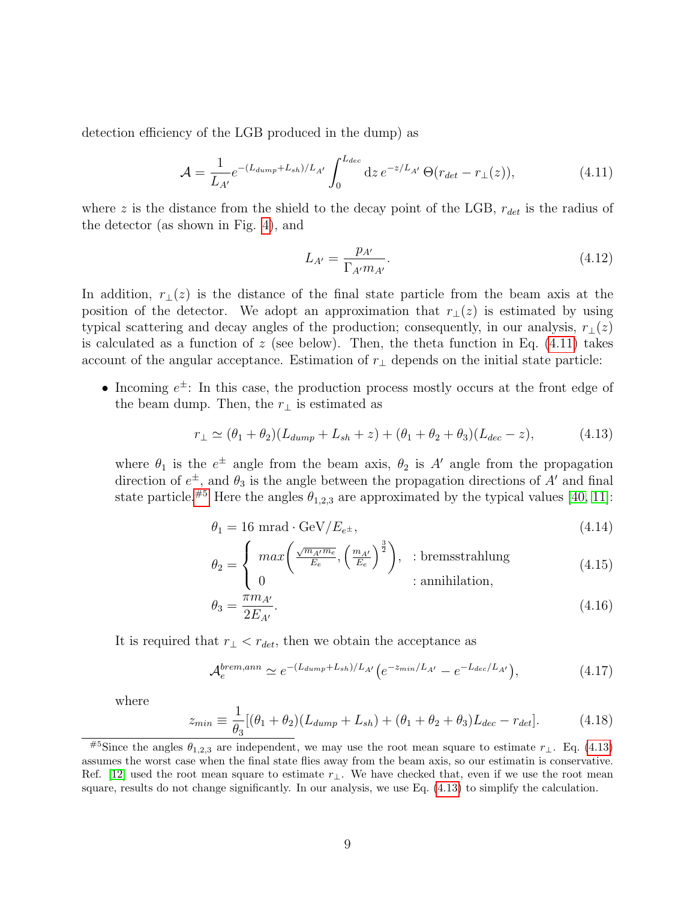detection efficiency of the LGB produced in the dump) as

$$\mathcal{A} = \frac{1}{L_{A'}} e^{-(L_{dump}+L_{sh})/L_{A'}} \int_0^{L_{dec}} \mathrm{d}z \, e^{-z/L_{A'}} \, \Theta(r_{det} - r_\perp(z)), \tag{4.11}$$

where $z$ is the distance from the shield to the decay point of the LGB, $r_{det}$ is the radius of the detector (as shown in Fig. 4), and

$$L_{A'} = \frac{p_{A'}}{\Gamma_{A'} m_{A'}}. \tag{4.12}$$

In addition, $r_\perp(z)$ is the distance of the final state particle from the beam axis at the position of the detector. We adopt an approximation that $r_\perp(z)$ is estimated by using typical scattering and decay angles of the production; consequently, in our analysis, $r_\perp(z)$ is calculated as a function of $z$ (see below). Then, the theta function in Eq. (4.11) takes account of the angular acceptance. Estimation of $r_\perp$ depends on the initial state particle:

- Incoming $e^\pm$: In this case, the production process mostly occurs at the front edge of the beam dump. Then, the $r_\perp$ is estimated as

  $$r_\perp \simeq (\theta_1 + \theta_2)(L_{dump} + L_{sh} + z) + (\theta_1 + \theta_2 + \theta_3)(L_{dec} - z), \tag{4.13}$$

  where $\theta_1$ is the $e^\pm$ angle from the beam axis, $\theta_2$ is $A'$ angle from the propagation direction of $e^\pm$, and $\theta_3$ is the angle between the propagation directions of $A'$ and final state particle.[#5] Here the angles $\theta_{1,2,3}$ are approximated by the typical values [40, 11]:

  $$\theta_1 = 16 \text{ mrad} \cdot \text{GeV}/E_{e^\pm}, \tag{4.14}$$

  $$\theta_2 = \begin{cases} max\left( \frac{\sqrt{m_{A'} m_e}}{E_e}, \left( \frac{m_{A'}}{E_e} \right)^{\frac{3}{2}} \right), & \text{: bremsstrahlung} \\ 0 & \text{: annihilation,} \end{cases} \tag{4.15}$$

  $$\theta_3 = \frac{\pi m_{A'}}{2 E_{A'}}. \tag{4.16}$$

  It is required that $r_\perp < r_{det}$, then we obtain the acceptance as

  $$\mathcal{A}_e^{brem,ann} \simeq e^{-(L_{dump}+L_{sh})/L_{A'}} \left( e^{-z_{min}/L_{A'}} - e^{-L_{dec}/L_{A'}} \right), \tag{4.17}$$

  where

  $$z_{min} \equiv \frac{1}{\theta_3} [(\theta_1 + \theta_2)(L_{dump} + L_{sh}) + (\theta_1 + \theta_2 + \theta_3) L_{dec} - r_{det}]. \tag{4.18}$$

---

[#5] Since the angles $\theta_{1,2,3}$ are independent, we may use the root mean square to estimate $r_\perp$. Eq. (4.13) assumes the worst case when the final state flies away from the beam axis, so our estimatin is conservative. Ref. [12] used the root mean square to estimate $r_\perp$. We have checked that, even if we use the root mean square, results do not change significantly. In our analysis, we use Eq. (4.13) to simplify the calculation.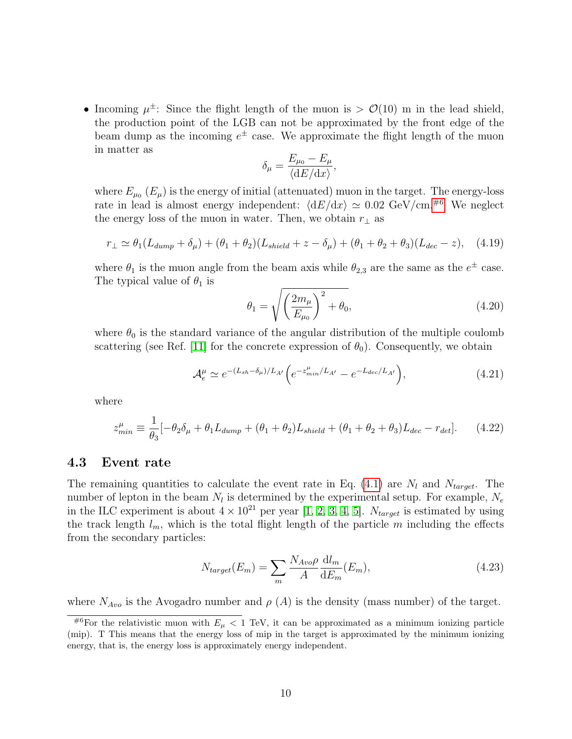- Incoming $\mu^{\pm}$: Since the flight length of the muon is $> \mathcal{O}(10)$ m in the lead shield, the production point of the LGB can not be approximated by the front edge of the beam dump as the incoming $e^{\pm}$ case. We approximate the flight length of the muon in matter as

$$\delta_\mu = \frac{E_{\mu_0} - E_\mu}{\langle \mathrm{d}E/\mathrm{d}x \rangle},$$

where $E_{\mu_0}$ ($E_\mu$) is the energy of initial (attenuated) muon in the target. The energy-loss rate in lead is almost energy independent: $\langle \mathrm{d}E/\mathrm{d}x \rangle \simeq 0.02$ GeV/cm.[#6] We neglect the energy loss of the muon in water. Then, we obtain $r_\perp$ as

$$r_\perp \simeq \theta_1 (L_{dump} + \delta_\mu) + (\theta_1 + \theta_2)(L_{shield} + z - \delta_\mu) + (\theta_1 + \theta_2 + \theta_3)(L_{dec} - z), \quad (4.19)$$

where $\theta_1$ is the muon angle from the beam axis while $\theta_{2,3}$ are the same as the $e^{\pm}$ case. The typical value of $\theta_1$ is

$$\theta_1 = \sqrt{\left(\frac{2m_\mu}{E_{\mu_0}}\right)^2 + \theta_0}, \quad (4.20)$$

where $\theta_0$ is the standard variance of the angular distribution of the multiple coulomb scattering (see Ref. [11] for the concrete expression of $\theta_0$). Consequently, we obtain

$$\mathcal{A}_e^\mu \simeq e^{-(L_{sh} - \delta_\mu)/L_{A'}} \left( e^{-z^\mu_{min}/L_{A'}} - e^{-L_{dec}/L_{A'}} \right), \quad (4.21)$$

where

$$z^\mu_{min} \equiv \frac{1}{\theta_3} [-\theta_2 \delta_\mu + \theta_1 L_{dump} + (\theta_1 + \theta_2) L_{shield} + (\theta_1 + \theta_2 + \theta_3) L_{dec} - r_{det}]. \quad (4.22)$$

### 4.3 Event rate

The remaining quantities to calculate the event rate in Eq. (4.1) are $N_l$ and $N_{target}$. The number of lepton in the beam $N_l$ is determined by the experimental setup. For example, $N_e$ in the ILC experiment is about $4 \times 10^{21}$ per year [1, 2, 3, 4, 5]. $N_{target}$ is estimated by using the track length $l_m$, which is the total flight length of the particle $m$ including the effects from the secondary particles:

$$N_{target}(E_m) = \sum_m \frac{N_{Avo} \rho}{A} \frac{\mathrm{d}l_m}{\mathrm{d}E_m}(E_m), \quad (4.23)$$

where $N_{Avo}$ is the Avogadro number and $\rho$ ($A$) is the density (mass number) of the target.

[#6] For the relativistic muon with $E_\mu < 1$ TeV, it can be approximated as a minimum ionizing particle (mip). T This means that the energy loss of mip in the target is approximated by the minimum ionizing energy, that is, the energy loss is approximately energy independent.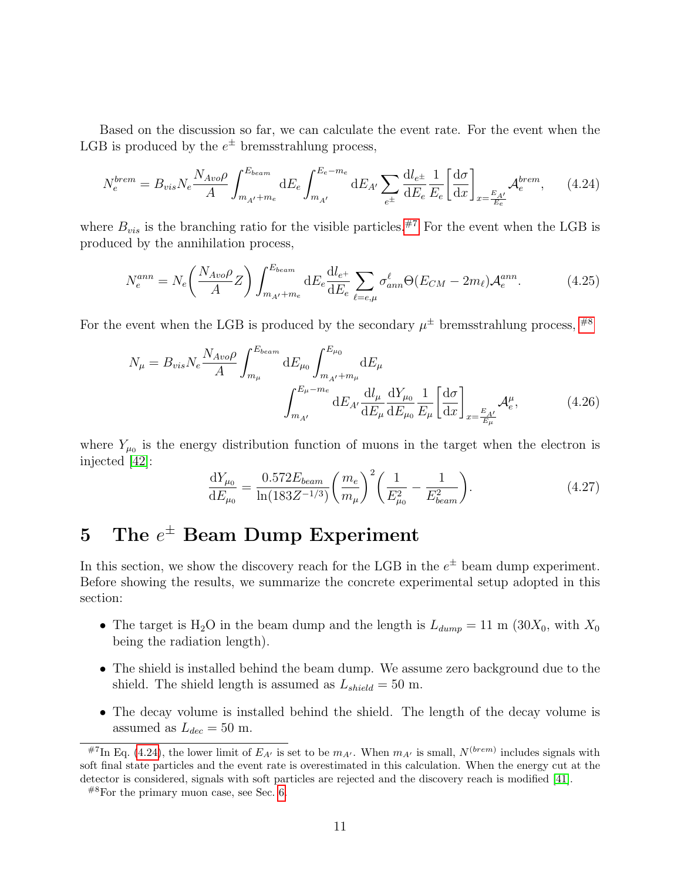Based on the discussion so far, we can calculate the event rate. For the event when the LGB is produced by the $e^{\pm}$ bremsstrahlung process,

$$N_e^{brem} = B_{vis} N_e \frac{N_{Avo}\rho}{A} \int_{m_{A'}+m_e}^{E_{beam}} \mathrm{d}E_e \int_{m_{A'}}^{E_e - m_e} \mathrm{d}E_{A'} \sum_{e^{\pm}} \frac{\mathrm{d}l_{e^{\pm}}}{\mathrm{d}E_e} \frac{1}{E_e} \left[\frac{\mathrm{d}\sigma}{\mathrm{d}x}\right]_{x=\frac{E_{A'}}{E_e}} \mathcal{A}_e^{brem}, \tag{4.24}$$

where $B_{vis}$ is the branching ratio for the visible particles.[#7] For the event when the LGB is produced by the annihilation process,

$$N_e^{ann} = N_e \left(\frac{N_{Avo}\rho}{A} Z\right) \int_{m_{A'}+m_e}^{E_{beam}} \mathrm{d}E_e \frac{\mathrm{d}l_{e^+}}{\mathrm{d}E_e} \sum_{\ell=e,\mu} \sigma_{ann}^{\ell} \Theta(E_{CM} - 2m_\ell) \mathcal{A}_e^{ann}. \tag{4.25}$$

For the event when the LGB is produced by the secondary $\mu^{\pm}$ bremsstrahlung process, [#8]

$$N_\mu = B_{vis} N_e \frac{N_{Avo}\rho}{A} \int_{m_\mu}^{E_{beam}} \mathrm{d}E_{\mu_0} \int_{m_{A'}+m_\mu}^{E_{\mu_0}} \mathrm{d}E_\mu \int_{m_{A'}}^{E_\mu - m_e} \mathrm{d}E_{A'} \frac{\mathrm{d}l_\mu}{\mathrm{d}E_\mu} \frac{\mathrm{d}Y_{\mu_0}}{\mathrm{d}E_{\mu_0}} \frac{1}{E_\mu} \left[\frac{\mathrm{d}\sigma}{\mathrm{d}x}\right]_{x=\frac{E_{A'}}{E_\mu}} \mathcal{A}_e^{\mu}, \tag{4.26}$$

where $Y_{\mu_0}$ is the energy distribution function of muons in the target when the electron is injected [42]:

$$\frac{\mathrm{d}Y_{\mu_0}}{\mathrm{d}E_{\mu_0}} = \frac{0.572 E_{beam}}{\ln(183 Z^{-1/3})} \left(\frac{m_e}{m_\mu}\right)^2 \left(\frac{1}{E_{\mu_0}^2} - \frac{1}{E_{beam}^2}\right). \tag{4.27}$$

# 5 The $e^{\pm}$ Beam Dump Experiment

In this section, we show the discovery reach for the LGB in the $e^{\pm}$ beam dump experiment. Before showing the results, we summarize the concrete experimental setup adopted in this section:

- The target is $H_2O$ in the beam dump and the length is $L_{dump} = 11$ m ($30X_0$, with $X_0$ being the radiation length).
- The shield is installed behind the beam dump. We assume zero background due to the shield. The shield length is assumed as $L_{shield} = 50$ m.
- The decay volume is installed behind the shield. The length of the decay volume is assumed as $L_{dec} = 50$ m.

---

[#7] In Eq. (4.24), the lower limit of $E_{A'}$ is set to be $m_{A'}$. When $m_{A'}$ is small, $N^{(brem)}$ includes signals with soft final state particles and the event rate is overestimated in this calculation. When the energy cut at the detector is considered, signals with soft particles are rejected and the discovery reach is modified [41].

[#8] For the primary muon case, see Sec. 6.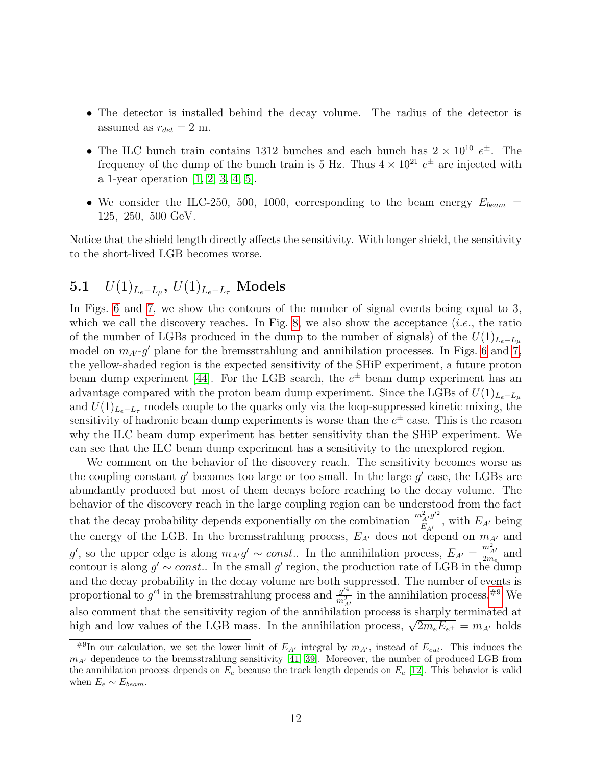- The detector is installed behind the decay volume. The radius of the detector is assumed as $r_{det} = 2$ m.
- The ILC bunch train contains 1312 bunches and each bunch has $2 \times 10^{10}$ $e^{\pm}$. The frequency of the dump of the bunch train is 5 Hz. Thus $4 \times 10^{21}$ $e^{\pm}$ are injected with a 1-year operation [1, 2, 3, 4, 5].
- We consider the ILC-250, 500, 1000, corresponding to the beam energy $E_{beam} = 125,\ 250,\ 500$ GeV.

Notice that the shield length directly affects the sensitivity. With longer shield, the sensitivity to the short-lived LGB becomes worse.

### 5.1 $U(1)_{L_e-L_\mu}$, $U(1)_{L_e-L_\tau}$ Models

In Figs. 6 and 7, we show the contours of the number of signal events being equal to 3, which we call the discovery reaches. In Fig. 8, we also show the acceptance (*i.e.*, the ratio of the number of LGBs produced in the dump to the number of signals) of the $U(1)_{L_e-L_\mu}$ model on $m_{A'}$-$g'$ plane for the bremsstrahlung and annihilation processes. In Figs. 6 and 7, the yellow-shaded region is the expected sensitivity of the SHiP experiment, a future proton beam dump experiment [44]. For the LGB search, the $e^{\pm}$ beam dump experiment has an advantage compared with the proton beam dump experiment. Since the LGBs of $U(1)_{L_e-L_\mu}$ and $U(1)_{L_e-L_\tau}$ models couple to the quarks only via the loop-suppressed kinetic mixing, the sensitivity of hadronic beam dump experiments is worse than the $e^{\pm}$ case. This is the reason why the ILC beam dump experiment has better sensitivity than the SHiP experiment. We can see that the ILC beam dump experiment has a sensitivity to the unexplored region.

We comment on the behavior of the discovery reach. The sensitivity becomes worse as the coupling constant $g'$ becomes too large or too small. In the large $g'$ case, the LGBs are abundantly produced but most of them decays before reaching to the decay volume. The behavior of the discovery reach in the large coupling region can be understood from the fact that the decay probability depends exponentially on the combination $\frac{m_{A'}^2 g'^2}{E_{A'}}$, with $E_{A'}$ being the energy of the LGB. In the bremsstrahlung process, $E_{A'}$ does not depend on $m_{A'}$ and $g'$, so the upper edge is along $m_{A'} g' \sim const.$. In the annihilation process, $E_{A'} = \frac{m_{A'}^2}{2m_e}$ and contour is along $g' \sim const.$. In the small $g'$ region, the production rate of LGB in the dump and the decay probability in the decay volume are both suppressed. The number of events is proportional to $g'^4$ in the bremsstrahlung process and $\frac{g'^4}{m_{A'}^2}$ in the annihilation process.[#9] We also comment that the sensitivity region of the annihilation process is sharply terminated at high and low values of the LGB mass. In the annihilation process, $\sqrt{2m_e E_{e^+}} = m_{A'}$ holds

[#9] In our calculation, we set the lower limit of $E_{A'}$ integral by $m_{A'}$, instead of $E_{cut}$. This induces the $m_{A'}$ dependence to the bremsstrahlung sensitivity [41, 39]. Moreover, the number of produced LGB from the annihilation process depends on $E_e$ because the track length depends on $E_e$ [12]. This behavior is valid when $E_e \sim E_{beam}$.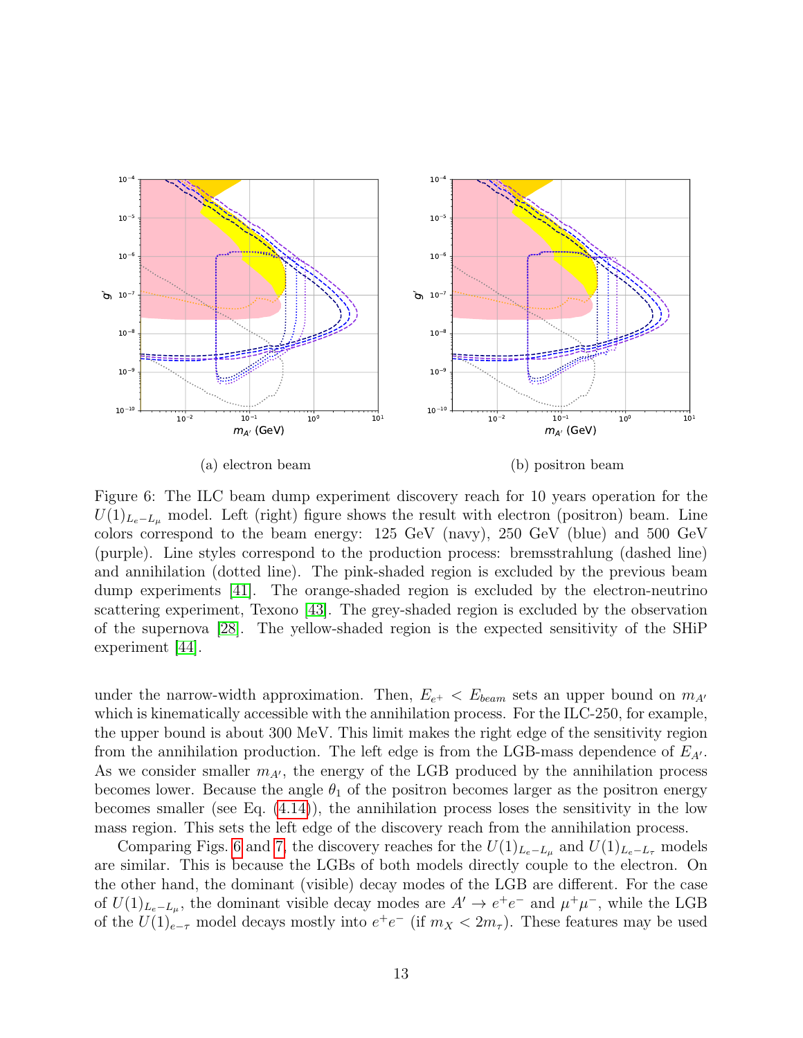(a) electron beam

(b) positron beam

Figure 6: The ILC beam dump experiment discovery reach for 10 years operation for the $U(1)_{L_e-L_\mu}$ model. Left (right) figure shows the result with electron (positron) beam. Line colors correspond to the beam energy: 125 GeV (navy), 250 GeV (blue) and 500 GeV (purple). Line styles correspond to the production process: bremsstrahlung (dashed line) and annihilation (dotted line). The pink-shaded region is excluded by the previous beam dump experiments [41]. The orange-shaded region is excluded by the electron-neutrino scattering experiment, Texono [43]. The grey-shaded region is excluded by the observation of the supernova [28]. The yellow-shaded region is the expected sensitivity of the SHiP experiment [44].

under the narrow-width approximation. Then, $E_{e^+} < E_{beam}$ sets an upper bound on $m_{A'}$ which is kinematically accessible with the annihilation process. For the ILC-250, for example, the upper bound is about 300 MeV. This limit makes the right edge of the sensitivity region from the annihilation production. The left edge is from the LGB-mass dependence of $E_{A'}$. As we consider smaller $m_{A'}$, the energy of the LGB produced by the annihilation process becomes lower. Because the angle $\theta_1$ of the positron becomes larger as the positron energy becomes smaller (see Eq. (4.14)), the annihilation process loses the sensitivity in the low mass region. This sets the left edge of the discovery reach from the annihilation process.

Comparing Figs. 6 and 7, the discovery reaches for the $U(1)_{L_e-L_\mu}$ and $U(1)_{L_e-L_\tau}$ models are similar. This is because the LGBs of both models directly couple to the electron. On the other hand, the dominant (visible) decay modes of the LGB are different. For the case of $U(1)_{L_e-L_\mu}$, the dominant visible decay modes are $A' \to e^+e^-$ and $\mu^+\mu^-$, while the LGB of the $U(1)_{e-\tau}$ model decays mostly into $e^+e^-$ (if $m_X < 2m_\tau$). These features may be used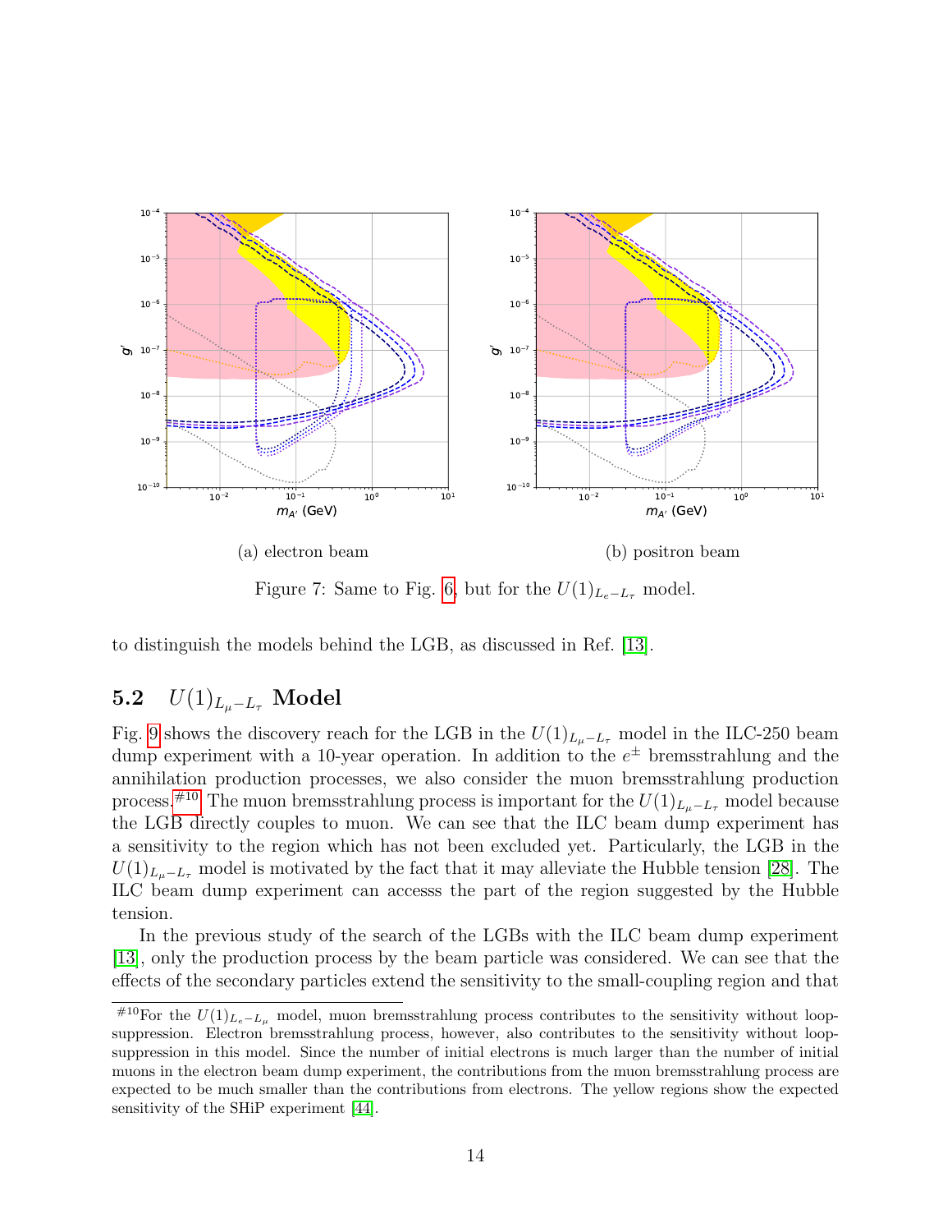(a) electron beam

(b) positron beam

Figure 7: Same to Fig. 6, but for the $U(1)_{L_e-L_\tau}$ model.

to distinguish the models behind the LGB, as discussed in Ref. [13].

## 5.2 $U(1)_{L_\mu-L_\tau}$ Model

Fig. 9 shows the discovery reach for the LGB in the $U(1)_{L_\mu-L_\tau}$ model in the ILC-250 beam dump experiment with a 10-year operation. In addition to the $e^\pm$ bremsstrahlung and the annihilation production processes, we also consider the muon bremsstrahlung production process.[#10] The muon bremsstrahlung process is important for the $U(1)_{L_\mu-L_\tau}$ model because the LGB directly couples to muon. We can see that the ILC beam dump experiment has a sensitivity to the region which has not been excluded yet. Particularly, the LGB in the $U(1)_{L_\mu-L_\tau}$ model is motivated by the fact that it may alleviate the Hubble tension [28]. The ILC beam dump experiment can accesss the part of the region suggested by the Hubble tension.

In the previous study of the search of the LGBs with the ILC beam dump experiment [13], only the production process by the beam particle was considered. We can see that the effects of the secondary particles extend the sensitivity to the small-coupling region and that

[#10]For the $U(1)_{L_e-L_\mu}$ model, muon bremsstrahlung process contributes to the sensitivity without loop-suppression. Electron bremsstrahlung process, however, also contributes to the sensitivity without loop-suppression in this model. Since the number of initial electrons is much larger than the number of initial muons in the electron beam dump experiment, the contributions from the muon bremsstrahlung process are expected to be much smaller than the contributions from electrons. The yellow regions show the expected sensitivity of the SHiP experiment [44].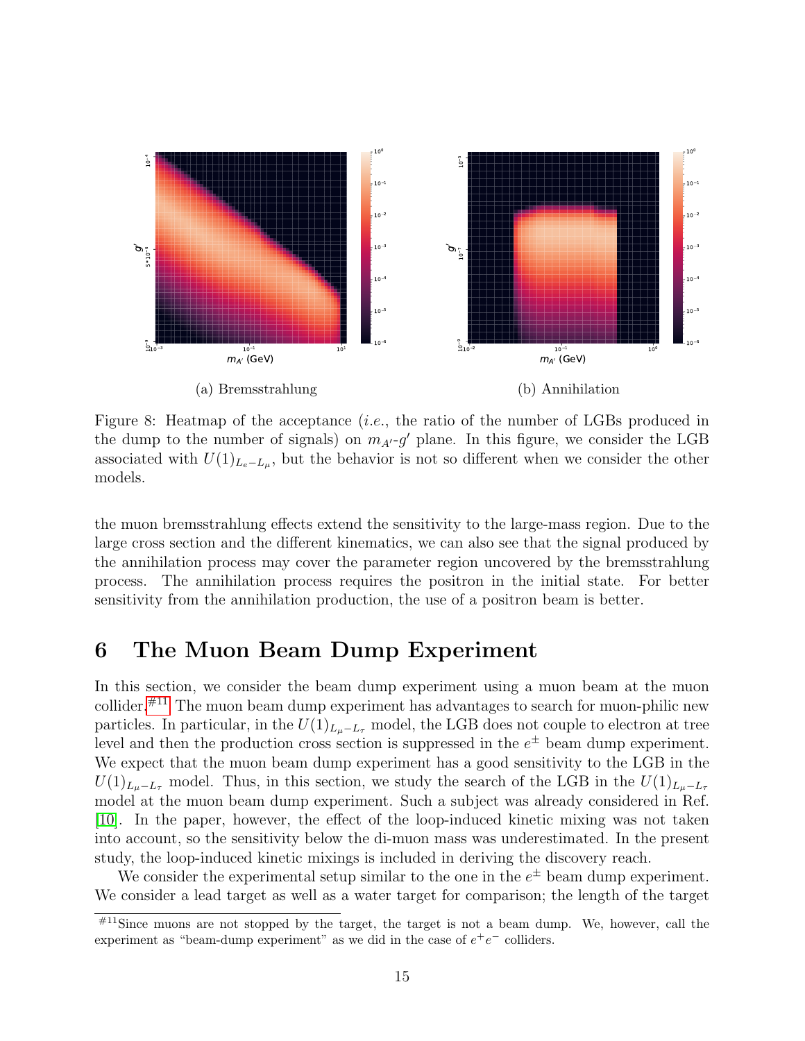(a) Bremsstrahlung

(b) Annihilation

Figure 8: Heatmap of the acceptance (*i.e.*, the ratio of the number of LGBs produced in the dump to the number of signals) on $m_{A'}$-$g'$ plane. In this figure, we consider the LGB associated with $U(1)_{L_e-L_\mu}$, but the behavior is not so different when we consider the other models.

the muon bremsstrahlung effects extend the sensitivity to the large-mass region. Due to the large cross section and the different kinematics, we can also see that the signal produced by the annihilation process may cover the parameter region uncovered by the bremsstrahlung process. The annihilation process requires the positron in the initial state. For better sensitivity from the annihilation production, the use of a positron beam is better.

# 6 The Muon Beam Dump Experiment

In this section, we consider the beam dump experiment using a muon beam at the muon collider.[#11] The muon beam dump experiment has advantages to search for muon-philic new particles. In particular, in the $U(1)_{L_\mu-L_\tau}$ model, the LGB does not couple to electron at tree level and then the production cross section is suppressed in the $e^\pm$ beam dump experiment. We expect that the muon beam dump experiment has a good sensitivity to the LGB in the $U(1)_{L_\mu-L_\tau}$ model. Thus, in this section, we study the search of the LGB in the $U(1)_{L_\mu-L_\tau}$ model at the muon beam dump experiment. Such a subject was already considered in Ref. [10]. In the paper, however, the effect of the loop-induced kinetic mixing was not taken into account, so the sensitivity below the di-muon mass was underestimated. In the present study, the loop-induced kinetic mixings is included in deriving the discovery reach.

We consider the experimental setup similar to the one in the $e^\pm$ beam dump experiment. We consider a lead target as well as a water target for comparison; the length of the target

[#11] Since muons are not stopped by the target, the target is not a beam dump. We, however, call the experiment as "beam-dump experiment" as we did in the case of $e^+e^-$ colliders.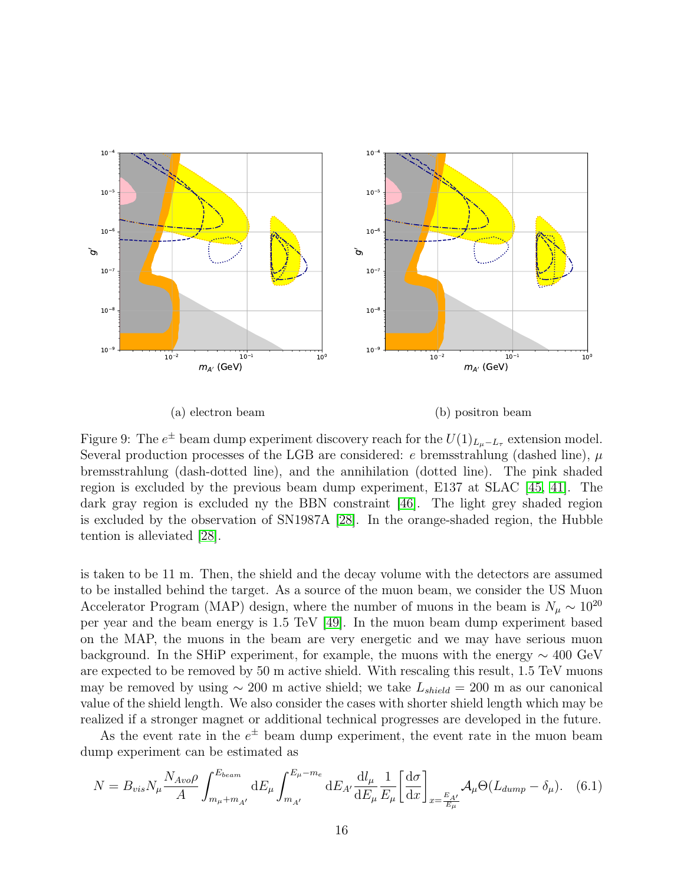(a) electron beam

(b) positron beam

Figure 9: The $e^{\pm}$ beam dump experiment discovery reach for the $U(1)_{L_\mu - L_\tau}$ extension model. Several production processes of the LGB are considered: $e$ bremsstrahlung (dashed line), $\mu$ bremsstrahlung (dash-dotted line), and the annihilation (dotted line). The pink shaded region is excluded by the previous beam dump experiment, E137 at SLAC [45, 41]. The dark gray region is excluded ny the BBN constraint [46]. The light grey shaded region is excluded by the observation of SN1987A [28]. In the orange-shaded region, the Hubble tention is alleviated [28].

is taken to be 11 m. Then, the shield and the decay volume with the detectors are assumed to be installed behind the target. As a source of the muon beam, we consider the US Muon Accelerator Program (MAP) design, where the number of muons in the beam is $N_\mu \sim 10^{20}$ per year and the beam energy is 1.5 TeV [49]. In the muon beam dump experiment based on the MAP, the muons in the beam are very energetic and we may have serious muon background. In the SHiP experiment, for example, the muons with the energy $\sim 400$ GeV are expected to be removed by 50 m active shield. With rescaling this result, 1.5 TeV muons may be removed by using $\sim 200$ m active shield; we take $L_{shield} = 200$ m as our canonical value of the shield length. We also consider the cases with shorter shield length which may be realized if a stronger magnet or additional technical progresses are developed in the future.

As the event rate in the $e^{\pm}$ beam dump experiment, the event rate in the muon beam dump experiment can be estimated as

$$N = B_{vis} N_\mu \frac{N_{Avo}\rho}{A} \int_{m_\mu + m_{A'}}^{E_{beam}} \mathrm{d}E_\mu \int_{m_{A'}}^{E_\mu - m_e} \mathrm{d}E_{A'} \frac{\mathrm{d}l_\mu}{\mathrm{d}E_\mu} \frac{1}{E_\mu} \left[\frac{\mathrm{d}\sigma}{\mathrm{d}x}\right]_{x = \frac{E_{A'}}{E_\mu}} \mathcal{A}_\mu \Theta(L_{dump} - \delta_\mu). \quad (6.1)$$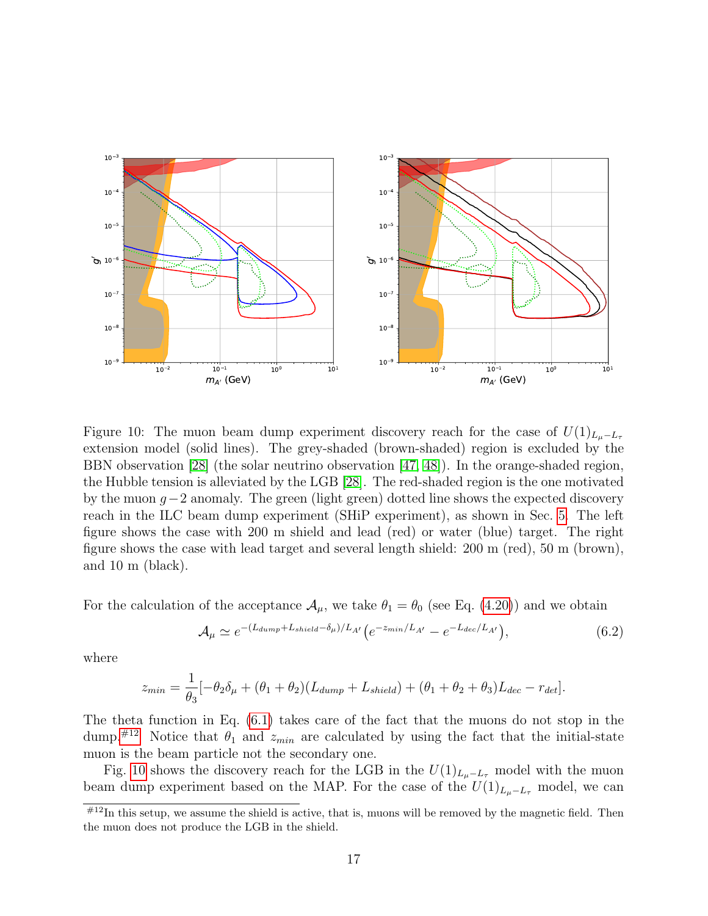Figure 10: The muon beam dump experiment discovery reach for the case of $U(1)_{L_\mu - L_\tau}$ extension model (solid lines). The grey-shaded (brown-shaded) region is excluded by the BBN observation [28] (the solar neutrino observation [47, 48]). In the orange-shaded region, the Hubble tension is alleviated by the LGB [28]. The red-shaded region is the one motivated by the muon $g-2$ anomaly. The green (light green) dotted line shows the expected discovery reach in the ILC beam dump experiment (SHiP experiment), as shown in Sec. 5. The left figure shows the case with 200 m shield and lead (red) or water (blue) target. The right figure shows the case with lead target and several length shield: 200 m (red), 50 m (brown), and 10 m (black).

For the calculation of the acceptance $\mathcal{A}_\mu$, we take $\theta_1 = \theta_0$ (see Eq. (4.20)) and we obtain

$$\mathcal{A}_\mu \simeq e^{-(L_{dump}+L_{shield}-\delta_\mu)/L_{A'}} \left(e^{-z_{min}/L_{A'}} - e^{-L_{dec}/L_{A'}}\right), \tag{6.2}$$

where

$$z_{min} = \frac{1}{\theta_3}[-\theta_2 \delta_\mu + (\theta_1 + \theta_2)(L_{dump} + L_{shield}) + (\theta_1 + \theta_2 + \theta_3)L_{dec} - r_{det}].$$

The theta function in Eq. (6.1) takes care of the fact that the muons do not stop in the dump.[#12] Notice that $\theta_1$ and $z_{min}$ are calculated by using the fact that the initial-state muon is the beam particle not the secondary one.

Fig. 10 shows the discovery reach for the LGB in the $U(1)_{L_\mu - L_\tau}$ model with the muon beam dump experiment based on the MAP. For the case of the $U(1)_{L_\mu - L_\tau}$ model, we can

[#12] In this setup, we assume the shield is active, that is, muons will be removed by the magnetic field. Then the muon does not produce the LGB in the shield.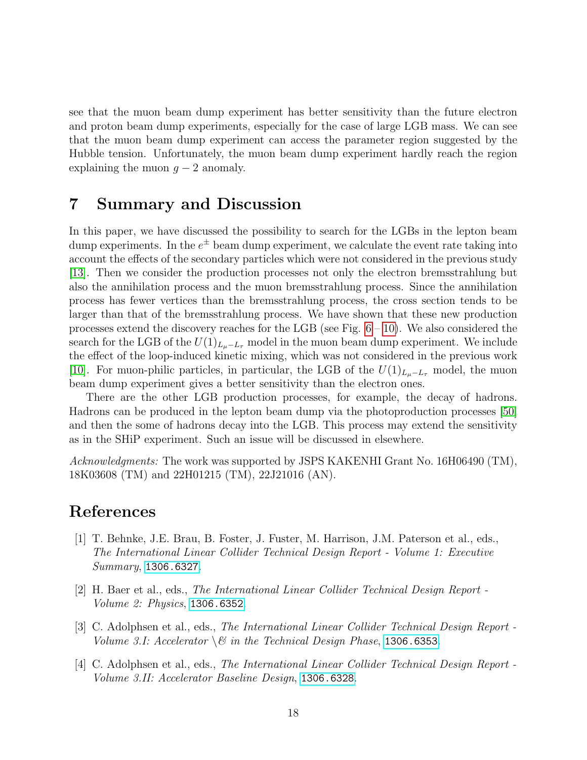see that the muon beam dump experiment has better sensitivity than the future electron and proton beam dump experiments, especially for the case of large LGB mass. We can see that the muon beam dump experiment can access the parameter region suggested by the Hubble tension. Unfortunately, the muon beam dump experiment hardly reach the region explaining the muon $g-2$ anomaly.

## 7 Summary and Discussion

In this paper, we have discussed the possibility to search for the LGBs in the lepton beam dump experiments. In the $e^{\pm}$ beam dump experiment, we calculate the event rate taking into account the effects of the secondary particles which were not considered in the previous study [13]. Then we consider the production processes not only the electron bremsstrahlung but also the annihilation process and the muon bremsstrahlung process. Since the annihilation process has fewer vertices than the bremsstrahlung process, the cross section tends to be larger than that of the bremsstrahlung process. We have shown that these new production processes extend the discovery reaches for the LGB (see Fig. 6 – 10). We also considered the search for the LGB of the $U(1)_{L_\mu - L_\tau}$ model in the muon beam dump experiment. We include the effect of the loop-induced kinetic mixing, which was not considered in the previous work [10]. For muon-philic particles, in particular, the LGB of the $U(1)_{L_\mu - L_\tau}$ model, the muon beam dump experiment gives a better sensitivity than the electron ones.

There are the other LGB production processes, for example, the decay of hadrons. Hadrons can be produced in the lepton beam dump via the photoproduction processes [50] and then the some of hadrons decay into the LGB. This process may extend the sensitivity as in the SHiP experiment. Such an issue will be discussed in elsewhere.

*Acknowledgments:* The work was supported by JSPS KAKENHI Grant No. 16H06490 (TM), 18K03608 (TM) and 22H01215 (TM), 22J21016 (AN).

## References

[1] T. Behnke, J.E. Brau, B. Foster, J. Fuster, M. Harrison, J.M. Paterson et al., eds., *The International Linear Collider Technical Design Report - Volume 1: Executive Summary*, 1306.6327.

[2] H. Baer et al., eds., *The International Linear Collider Technical Design Report - Volume 2: Physics*, 1306.6352.

[3] C. Adolphsen et al., eds., *The International Linear Collider Technical Design Report - Volume 3.I: Accelerator \& in the Technical Design Phase*, 1306.6353.

[4] C. Adolphsen et al., eds., *The International Linear Collider Technical Design Report - Volume 3.II: Accelerator Baseline Design*, 1306.6328.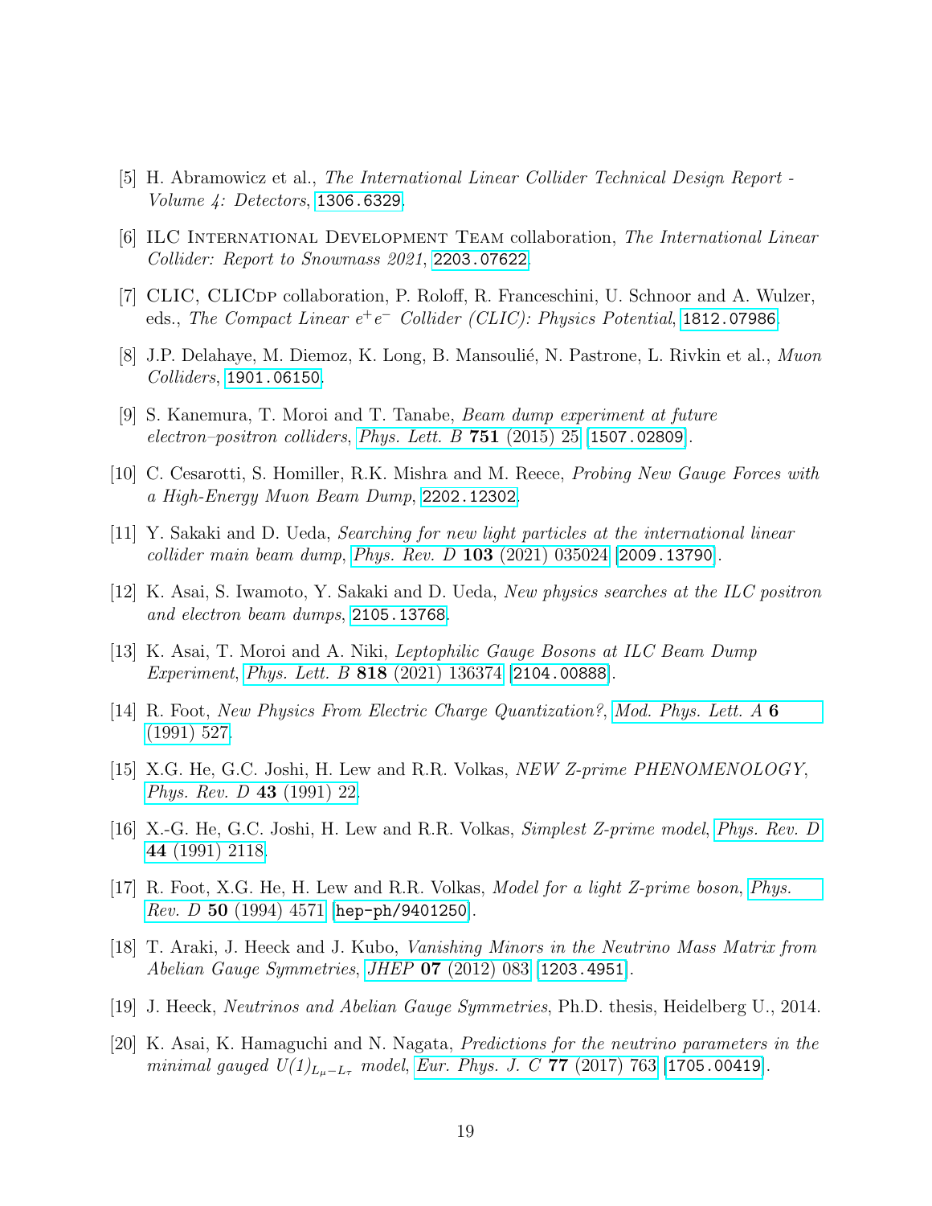[5] H. Abramowicz et al., *The International Linear Collider Technical Design Report - Volume 4: Detectors*, 1306.6329.

[6] ILC International Development Team collaboration, *The International Linear Collider: Report to Snowmass 2021*, 2203.07622.

[7] CLIC, CLICdp collaboration, P. Roloff, R. Franceschini, U. Schnoor and A. Wulzer, eds., *The Compact Linear $e^+e^-$ Collider (CLIC): Physics Potential*, 1812.07986.

[8] J.P. Delahaye, M. Diemoz, K. Long, B. Mansoulié, N. Pastrone, L. Rivkin et al., *Muon Colliders*, 1901.06150.

[9] S. Kanemura, T. Moroi and T. Tanabe, *Beam dump experiment at future electron–positron colliders*, Phys. Lett. B **751** (2015) 25 [1507.02809].

[10] C. Cesarotti, S. Homiller, R.K. Mishra and M. Reece, *Probing New Gauge Forces with a High-Energy Muon Beam Dump*, 2202.12302.

[11] Y. Sakaki and D. Ueda, *Searching for new light particles at the international linear collider main beam dump*, Phys. Rev. D **103** (2021) 035024 [2009.13790].

[12] K. Asai, S. Iwamoto, Y. Sakaki and D. Ueda, *New physics searches at the ILC positron and electron beam dumps*, 2105.13768.

[13] K. Asai, T. Moroi and A. Niki, *Leptophilic Gauge Bosons at ILC Beam Dump Experiment*, Phys. Lett. B **818** (2021) 136374 [2104.00888].

[14] R. Foot, *New Physics From Electric Charge Quantization?*, Mod. Phys. Lett. A **6** (1991) 527.

[15] X.G. He, G.C. Joshi, H. Lew and R.R. Volkas, *NEW Z-prime PHENOMENOLOGY*, Phys. Rev. D **43** (1991) 22.

[16] X.-G. He, G.C. Joshi, H. Lew and R.R. Volkas, *Simplest Z-prime model*, Phys. Rev. D **44** (1991) 2118.

[17] R. Foot, X.G. He, H. Lew and R.R. Volkas, *Model for a light Z-prime boson*, Phys. Rev. D **50** (1994) 4571 [hep-ph/9401250].

[18] T. Araki, J. Heeck and J. Kubo, *Vanishing Minors in the Neutrino Mass Matrix from Abelian Gauge Symmetries*, JHEP **07** (2012) 083 [1203.4951].

[19] J. Heeck, *Neutrinos and Abelian Gauge Symmetries*, Ph.D. thesis, Heidelberg U., 2014.

[20] K. Asai, K. Hamaguchi and N. Nagata, *Predictions for the neutrino parameters in the minimal gauged $U(1)_{L_\mu - L_\tau}$ model*, Eur. Phys. J. C **77** (2017) 763 [1705.00419].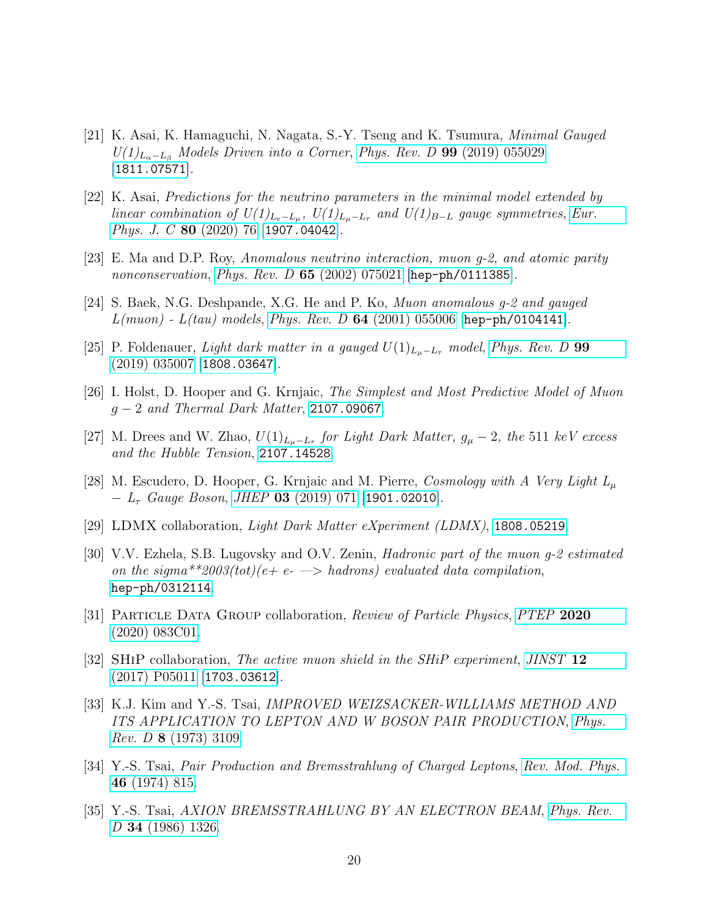[21] K. Asai, K. Hamaguchi, N. Nagata, S.-Y. Tseng and K. Tsumura, *Minimal Gauged $U(1)_{L_\alpha - L_\beta}$ Models Driven into a Corner*, *Phys. Rev. D* **99** (2019) 055029 [1811.07571].

[22] K. Asai, *Predictions for the neutrino parameters in the minimal model extended by linear combination of $U(1)_{L_e - L_\mu}$, $U(1)_{L_\mu - L_\tau}$ and $U(1)_{B-L}$ gauge symmetries*, *Eur. Phys. J. C* **80** (2020) 76 [1907.04042].

[23] E. Ma and D.P. Roy, *Anomalous neutrino interaction, muon g-2, and atomic parity nonconservation*, *Phys. Rev. D* **65** (2002) 075021 [hep-ph/0111385].

[24] S. Baek, N.G. Deshpande, X.G. He and P. Ko, *Muon anomalous g-2 and gauged L(muon) - L(tau) models*, *Phys. Rev. D* **64** (2001) 055006 [hep-ph/0104141].

[25] P. Foldenauer, *Light dark matter in a gauged $U(1)_{L_\mu - L_\tau}$ model*, *Phys. Rev. D* **99** (2019) 035007 [1808.03647].

[26] I. Holst, D. Hooper and G. Krnjaic, *The Simplest and Most Predictive Model of Muon $g-2$ and Thermal Dark Matter*, 2107.09067.

[27] M. Drees and W. Zhao, *$U(1)_{L_\mu - L_\tau}$ for Light Dark Matter, $g_\mu - 2$, the 511 keV excess and the Hubble Tension*, 2107.14528.

[28] M. Escudero, D. Hooper, G. Krnjaic and M. Pierre, *Cosmology with A Very Light $L_\mu - L_\tau$ Gauge Boson*, *JHEP* **03** (2019) 071 [1901.02010].

[29] LDMX collaboration, *Light Dark Matter eXperiment (LDMX)*, 1808.05219.

[30] V.V. Ezhela, S.B. Lugovsky and O.V. Zenin, *Hadronic part of the muon g-2 estimated on the sigma**2003(tot)(e+ e- —> hadrons) evaluated data compilation*, hep-ph/0312114.

[31] Particle Data Group collaboration, *Review of Particle Physics*, *PTEP* **2020** (2020) 083C01.

[32] SHiP collaboration, *The active muon shield in the SHiP experiment*, *JINST* **12** (2017) P05011 [1703.03612].

[33] K.J. Kim and Y.-S. Tsai, *IMPROVED WEIZSACKER-WILLIAMS METHOD AND ITS APPLICATION TO LEPTON AND W BOSON PAIR PRODUCTION*, *Phys. Rev. D* **8** (1973) 3109.

[34] Y.-S. Tsai, *Pair Production and Bremsstrahlung of Charged Leptons*, *Rev. Mod. Phys.* **46** (1974) 815.

[35] Y.-S. Tsai, *AXION BREMSSTRAHLUNG BY AN ELECTRON BEAM*, *Phys. Rev. D* **34** (1986) 1326.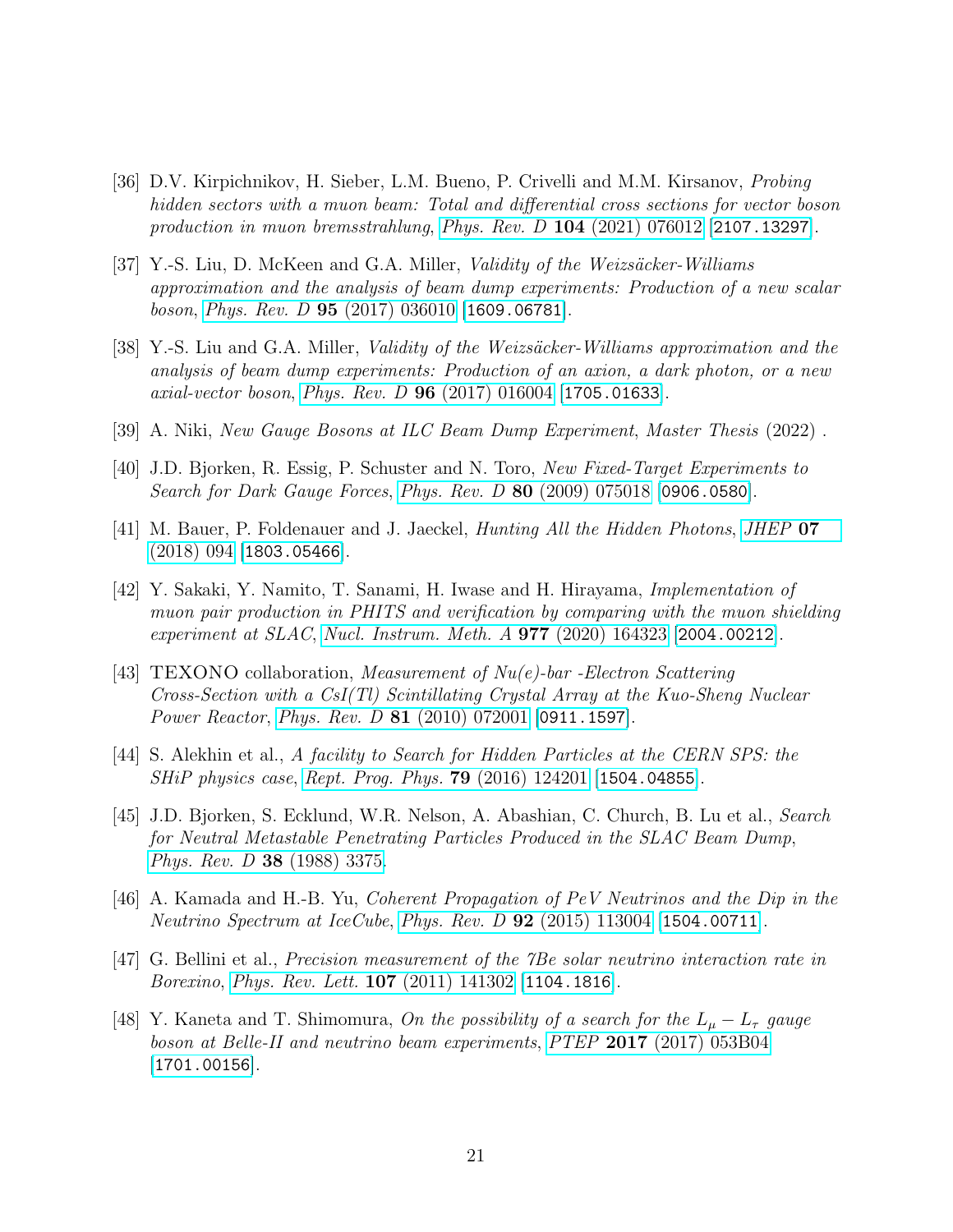[36] D.V. Kirpichnikov, H. Sieber, L.M. Bueno, P. Crivelli and M.M. Kirsanov, *Probing hidden sectors with a muon beam: Total and differential cross sections for vector boson production in muon bremsstrahlung*, *Phys. Rev. D* **104** (2021) 076012 [2107.13297].

[37] Y.-S. Liu, D. McKeen and G.A. Miller, *Validity of the Weizsäcker-Williams approximation and the analysis of beam dump experiments: Production of a new scalar boson*, *Phys. Rev. D* **95** (2017) 036010 [1609.06781].

[38] Y.-S. Liu and G.A. Miller, *Validity of the Weizsäcker-Williams approximation and the analysis of beam dump experiments: Production of an axion, a dark photon, or a new axial-vector boson*, *Phys. Rev. D* **96** (2017) 016004 [1705.01633].

[39] A. Niki, *New Gauge Bosons at ILC Beam Dump Experiment*, *Master Thesis* (2022) .

[40] J.D. Bjorken, R. Essig, P. Schuster and N. Toro, *New Fixed-Target Experiments to Search for Dark Gauge Forces*, *Phys. Rev. D* **80** (2009) 075018 [0906.0580].

[41] M. Bauer, P. Foldenauer and J. Jaeckel, *Hunting All the Hidden Photons*, *JHEP* **07** (2018) 094 [1803.05466].

[42] Y. Sakaki, Y. Namito, T. Sanami, H. Iwase and H. Hirayama, *Implementation of muon pair production in PHITS and verification by comparing with the muon shielding experiment at SLAC*, *Nucl. Instrum. Meth. A* **977** (2020) 164323 [2004.00212].

[43] TEXONO collaboration, *Measurement of Nu(e)-bar -Electron Scattering Cross-Section with a CsI(Tl) Scintillating Crystal Array at the Kuo-Sheng Nuclear Power Reactor*, *Phys. Rev. D* **81** (2010) 072001 [0911.1597].

[44] S. Alekhin et al., *A facility to Search for Hidden Particles at the CERN SPS: the SHiP physics case*, *Rept. Prog. Phys.* **79** (2016) 124201 [1504.04855].

[45] J.D. Bjorken, S. Ecklund, W.R. Nelson, A. Abashian, C. Church, B. Lu et al., *Search for Neutral Metastable Penetrating Particles Produced in the SLAC Beam Dump*, *Phys. Rev. D* **38** (1988) 3375.

[46] A. Kamada and H.-B. Yu, *Coherent Propagation of PeV Neutrinos and the Dip in the Neutrino Spectrum at IceCube*, *Phys. Rev. D* **92** (2015) 113004 [1504.00711].

[47] G. Bellini et al., *Precision measurement of the 7Be solar neutrino interaction rate in Borexino*, *Phys. Rev. Lett.* **107** (2011) 141302 [1104.1816].

[48] Y. Kaneta and T. Shimomura, *On the possibility of a search for the $L_\mu - L_\tau$ gauge boson at Belle-II and neutrino beam experiments*, *PTEP* **2017** (2017) 053B04 [1701.00156].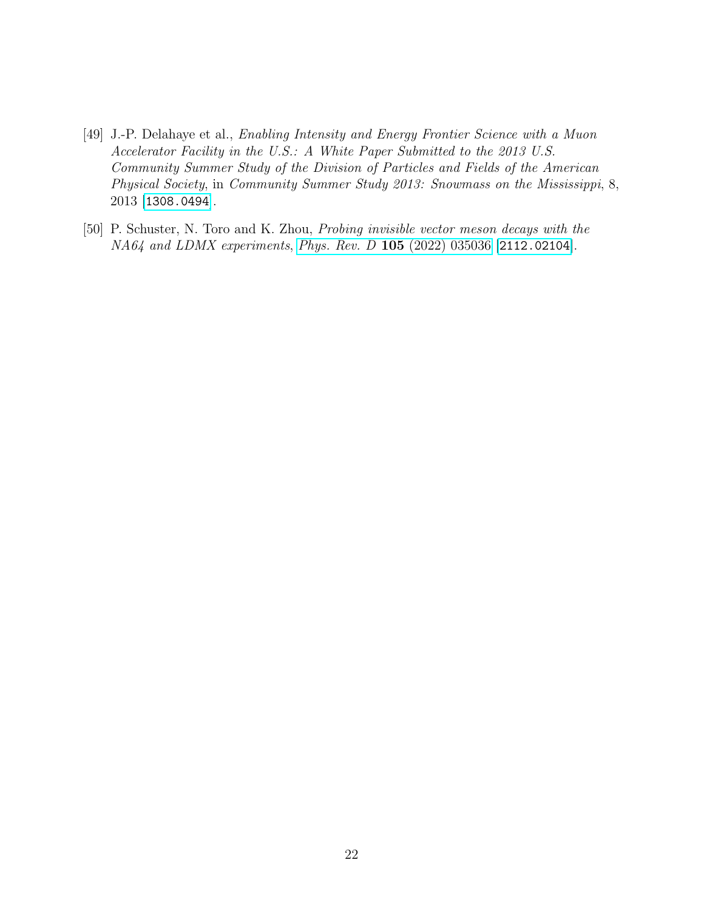[49] J.-P. Delahaye et al., *Enabling Intensity and Energy Frontier Science with a Muon Accelerator Facility in the U.S.: A White Paper Submitted to the 2013 U.S. Community Summer Study of the Division of Particles and Fields of the American Physical Society*, in *Community Summer Study 2013: Snowmass on the Mississippi*, 8, 2013 [1308.0494].

[50] P. Schuster, N. Toro and K. Zhou, *Probing invisible vector meson decays with the NA64 and LDMX experiments*, *Phys. Rev. D* **105** (2022) 035036 [2112.02104].